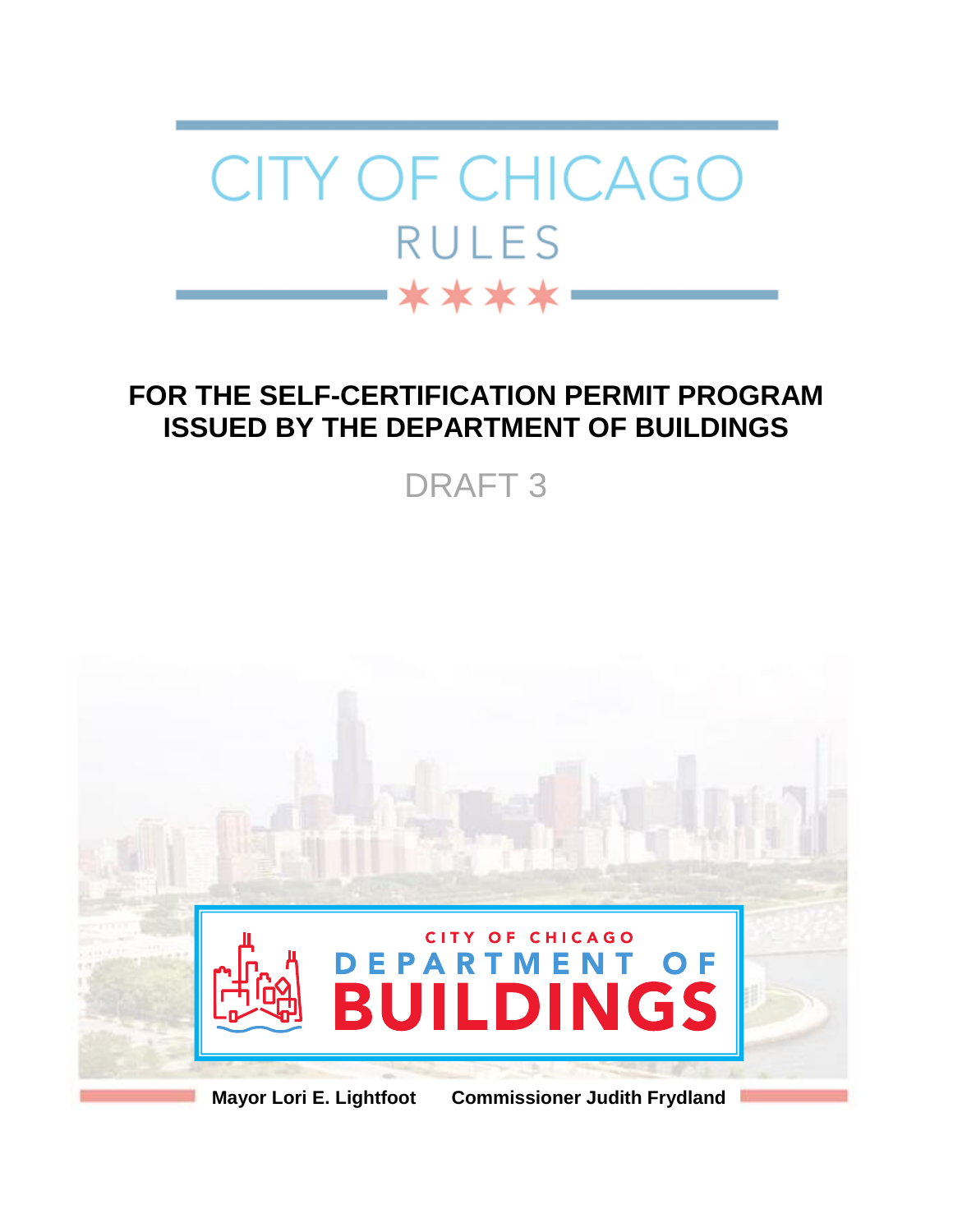# CITY OF CHICAGO

## RULES

**FOR THE SELF-CERTIFICATION PERMIT PROGRAM ISSUED BY THE DEPARTMENT OF BUILDINGS**

DRAFT 3

CITY OF CHICAGO DEPARTMENT OF BUILDINGS

**Mayor Lori E. Lightfoot** **Commissioner Judith Frydland**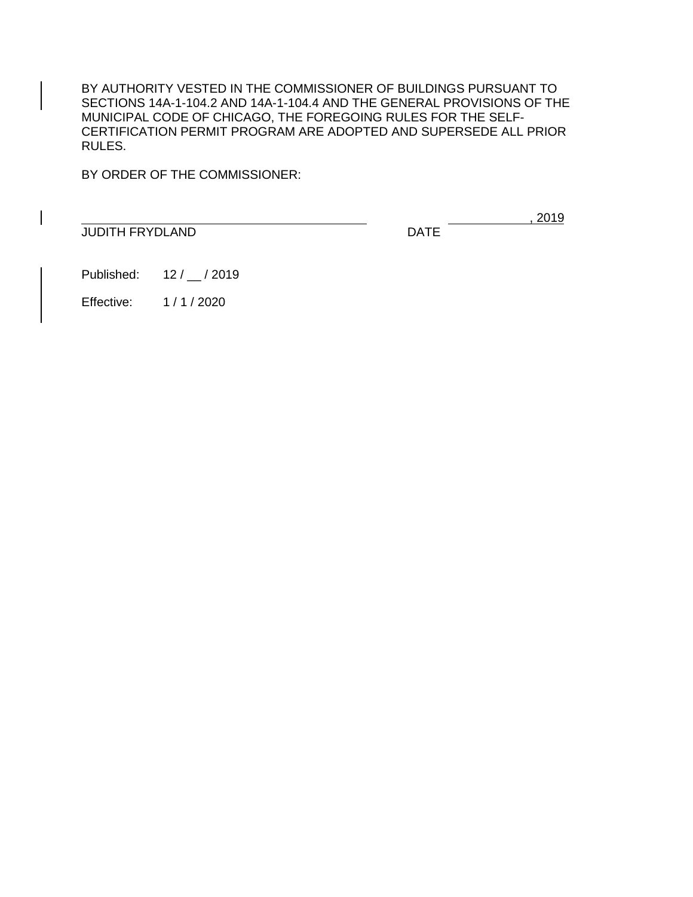BY AUTHORITY VESTED IN THE COMMISSIONER OF BUILDINGS PURSUANT TO SECTIONS 14A-1-104.2 AND 14A-1-104.4 AND THE GENERAL PROVISIONS OF THE MUNICIPAL CODE OF CHICAGO, THE FOREGOING RULES FOR THE SELF-CERTIFICATION PERMIT PROGRAM ARE ADOPTED AND SUPERSEDE ALL PRIOR RULES.

BY ORDER OF THE COMMISSIONER:

\_\_\_\_\_\_\_\_\_\_\_\_\_\_\_\_\_\_\_\_\_\_\_\_\_\_\_\_\_\_\_\_\_\_\_\_\_\_\_\_ &nbsp;&nbsp;&nbsp;&nbsp;&nbsp;&nbsp;&nbsp;&nbsp;&nbsp;&nbsp;&nbsp;&nbsp;&nbsp;&nbsp;\_\_\_\_\_\_\_\_\_\_, 2019

JUDITH FRYDLAND &nbsp;&nbsp;&nbsp;&nbsp;&nbsp;&nbsp;&nbsp;&nbsp;&nbsp;&nbsp;&nbsp;&nbsp;&nbsp;&nbsp;&nbsp;&nbsp;&nbsp;&nbsp;&nbsp;&nbsp;&nbsp;&nbsp;&nbsp;&nbsp;&nbsp;&nbsp;&nbsp;&nbsp;&nbsp;&nbsp;&nbsp;&nbsp;&nbsp;&nbsp;&nbsp;&nbsp;&nbsp;&nbsp;&nbsp;&nbsp;&nbsp;&nbsp;DATE

Published: 12 / __ / 2019

Effective: 1 / 1 / 2020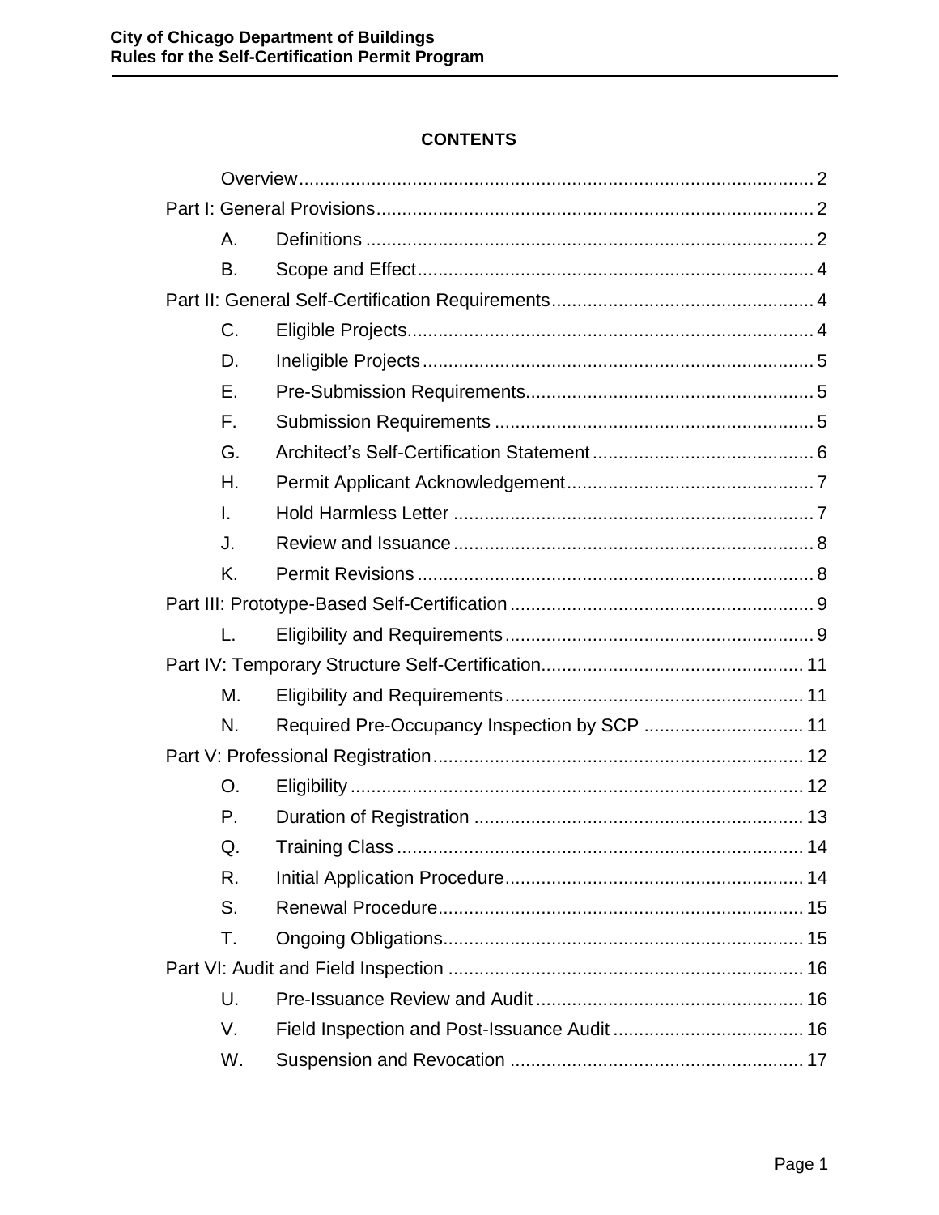**CONTENTS**

Overview .......... 2

Part I: General Provisions .......... 2

- A. Definitions .......... 2
- B. Scope and Effect .......... 4

Part II: General Self-Certification Requirements .......... 4

- C. Eligible Projects .......... 4
- D. Ineligible Projects .......... 5
- E. Pre-Submission Requirements .......... 5
- F. Submission Requirements .......... 5
- G. Architect's Self-Certification Statement .......... 6
- H. Permit Applicant Acknowledgement .......... 7
- I. Hold Harmless Letter .......... 7
- J. Review and Issuance .......... 8
- K. Permit Revisions .......... 8

Part III: Prototype-Based Self-Certification .......... 9

- L. Eligibility and Requirements .......... 9

Part IV: Temporary Structure Self-Certification .......... 11

- M. Eligibility and Requirements .......... 11
- N. Required Pre-Occupancy Inspection by SCP .......... 11

Part V: Professional Registration .......... 12

- O. Eligibility .......... 12
- P. Duration of Registration .......... 13
- Q. Training Class .......... 14
- R. Initial Application Procedure .......... 14
- S. Renewal Procedure .......... 15
- T. Ongoing Obligations .......... 15

Part VI: Audit and Field Inspection .......... 16

- U. Pre-Issuance Review and Audit .......... 16
- V. Field Inspection and Post-Issuance Audit .......... 16
- W. Suspension and Revocation .......... 17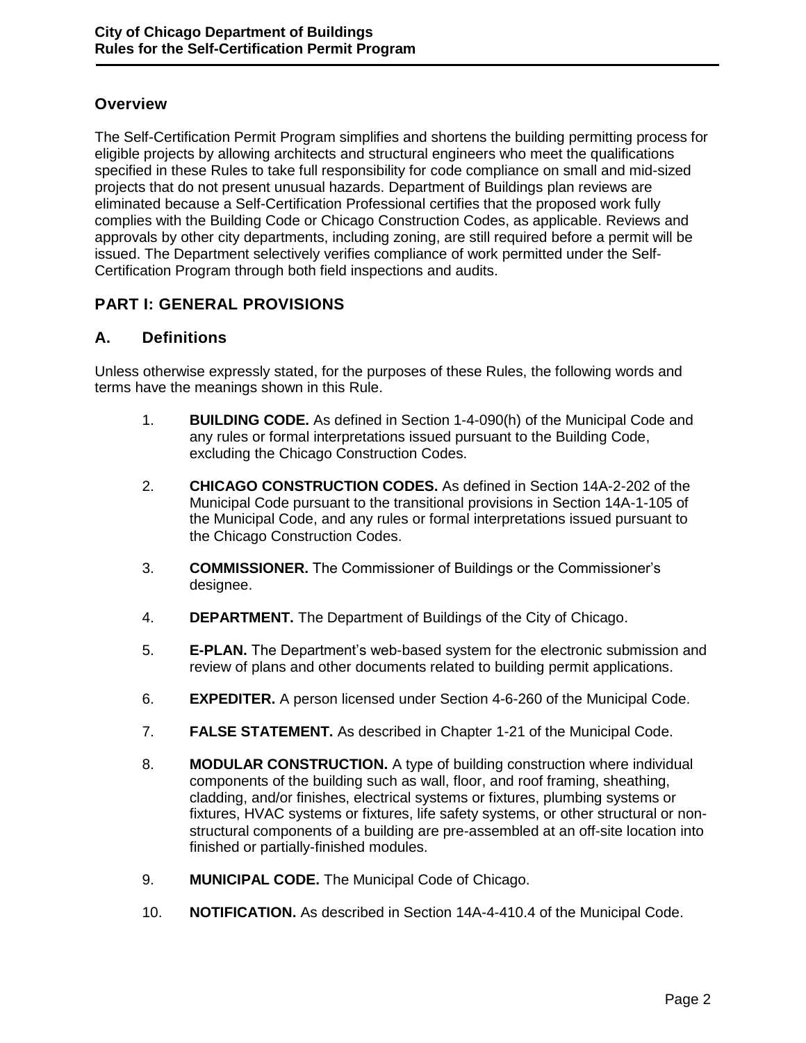## Overview

The Self-Certification Permit Program simplifies and shortens the building permitting process for eligible projects by allowing architects and structural engineers who meet the qualifications specified in these Rules to take full responsibility for code compliance on small and mid-sized projects that do not present unusual hazards. Department of Buildings plan reviews are eliminated because a Self-Certification Professional certifies that the proposed work fully complies with the Building Code or Chicago Construction Codes, as applicable. Reviews and approvals by other city departments, including zoning, are still required before a permit will be issued. The Department selectively verifies compliance of work permitted under the Self-Certification Program through both field inspections and audits.

## PART I: GENERAL PROVISIONS

### A. Definitions

Unless otherwise expressly stated, for the purposes of these Rules, the following words and terms have the meanings shown in this Rule.

1. **BUILDING CODE.** As defined in Section 1-4-090(h) of the Municipal Code and any rules or formal interpretations issued pursuant to the Building Code, excluding the Chicago Construction Codes.

2. **CHICAGO CONSTRUCTION CODES.** As defined in Section 14A-2-202 of the Municipal Code pursuant to the transitional provisions in Section 14A-1-105 of the Municipal Code, and any rules or formal interpretations issued pursuant to the Chicago Construction Codes.

3. **COMMISSIONER.** The Commissioner of Buildings or the Commissioner's designee.

4. **DEPARTMENT.** The Department of Buildings of the City of Chicago.

5. **E-PLAN.** The Department's web-based system for the electronic submission and review of plans and other documents related to building permit applications.

6. **EXPEDITER.** A person licensed under Section 4-6-260 of the Municipal Code.

7. **FALSE STATEMENT.** As described in Chapter 1-21 of the Municipal Code.

8. **MODULAR CONSTRUCTION.** A type of building construction where individual components of the building such as wall, floor, and roof framing, sheathing, cladding, and/or finishes, electrical systems or fixtures, plumbing systems or fixtures, HVAC systems or fixtures, life safety systems, or other structural or non-structural components of a building are pre-assembled at an off-site location into finished or partially-finished modules.

9. **MUNICIPAL CODE.** The Municipal Code of Chicago.

10. **NOTIFICATION.** As described in Section 14A-4-410.4 of the Municipal Code.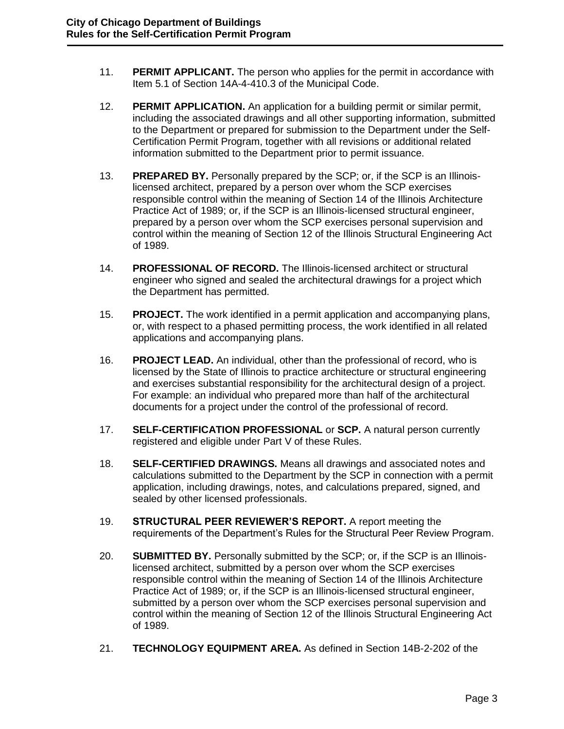11. **PERMIT APPLICANT.** The person who applies for the permit in accordance with Item 5.1 of Section 14A-4-410.3 of the Municipal Code.

12. **PERMIT APPLICATION.** An application for a building permit or similar permit, including the associated drawings and all other supporting information, submitted to the Department or prepared for submission to the Department under the Self-Certification Permit Program, together with all revisions or additional related information submitted to the Department prior to permit issuance.

13. **PREPARED BY.** Personally prepared by the SCP; or, if the SCP is an Illinois-licensed architect, prepared by a person over whom the SCP exercises responsible control within the meaning of Section 14 of the Illinois Architecture Practice Act of 1989; or, if the SCP is an Illinois-licensed structural engineer, prepared by a person over whom the SCP exercises personal supervision and control within the meaning of Section 12 of the Illinois Structural Engineering Act of 1989.

14. **PROFESSIONAL OF RECORD.** The Illinois-licensed architect or structural engineer who signed and sealed the architectural drawings for a project which the Department has permitted.

15. **PROJECT.** The work identified in a permit application and accompanying plans, or, with respect to a phased permitting process, the work identified in all related applications and accompanying plans.

16. **PROJECT LEAD.** An individual, other than the professional of record, who is licensed by the State of Illinois to practice architecture or structural engineering and exercises substantial responsibility for the architectural design of a project. For example: an individual who prepared more than half of the architectural documents for a project under the control of the professional of record.

17. **SELF-CERTIFICATION PROFESSIONAL** or **SCP.** A natural person currently registered and eligible under Part V of these Rules.

18. **SELF-CERTIFIED DRAWINGS.** Means all drawings and associated notes and calculations submitted to the Department by the SCP in connection with a permit application, including drawings, notes, and calculations prepared, signed, and sealed by other licensed professionals.

19. **STRUCTURAL PEER REVIEWER'S REPORT.** A report meeting the requirements of the Department's Rules for the Structural Peer Review Program.

20. **SUBMITTED BY.** Personally submitted by the SCP; or, if the SCP is an Illinois-licensed architect, submitted by a person over whom the SCP exercises responsible control within the meaning of Section 14 of the Illinois Architecture Practice Act of 1989; or, if the SCP is an Illinois-licensed structural engineer, submitted by a person over whom the SCP exercises personal supervision and control within the meaning of Section 12 of the Illinois Structural Engineering Act of 1989.

21. **TECHNOLOGY EQUIPMENT AREA.** As defined in Section 14B-2-202 of the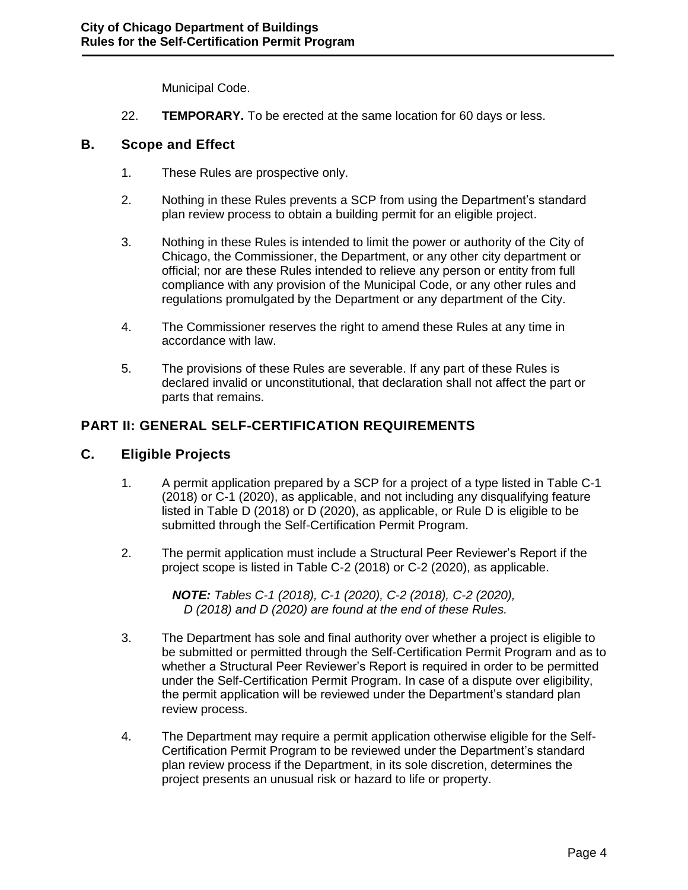Municipal Code.

22. **TEMPORARY.** To be erected at the same location for 60 days or less.

## B. Scope and Effect

1. These Rules are prospective only.

2. Nothing in these Rules prevents a SCP from using the Department's standard plan review process to obtain a building permit for an eligible project.

3. Nothing in these Rules is intended to limit the power or authority of the City of Chicago, the Commissioner, the Department, or any other city department or official; nor are these Rules intended to relieve any person or entity from full compliance with any provision of the Municipal Code, or any other rules and regulations promulgated by the Department or any department of the City.

4. The Commissioner reserves the right to amend these Rules at any time in accordance with law.

5. The provisions of these Rules are severable. If any part of these Rules is declared invalid or unconstitutional, that declaration shall not affect the part or parts that remains.

# PART II: GENERAL SELF-CERTIFICATION REQUIREMENTS

## C. Eligible Projects

1. A permit application prepared by a SCP for a project of a type listed in Table C-1 (2018) or C-1 (2020), as applicable, and not including any disqualifying feature listed in Table D (2018) or D (2020), as applicable, or Rule D is eligible to be submitted through the Self-Certification Permit Program.

2. The permit application must include a Structural Peer Reviewer's Report if the project scope is listed in Table C-2 (2018) or C-2 (2020), as applicable.

   ***NOTE:*** *Tables C-1 (2018), C-1 (2020), C-2 (2018), C-2 (2020), D (2018) and D (2020) are found at the end of these Rules.*

3. The Department has sole and final authority over whether a project is eligible to be submitted or permitted through the Self-Certification Permit Program and as to whether a Structural Peer Reviewer's Report is required in order to be permitted under the Self-Certification Permit Program. In case of a dispute over eligibility, the permit application will be reviewed under the Department's standard plan review process.

4. The Department may require a permit application otherwise eligible for the Self-Certification Permit Program to be reviewed under the Department's standard plan review process if the Department, in its sole discretion, determines the project presents an unusual risk or hazard to life or property.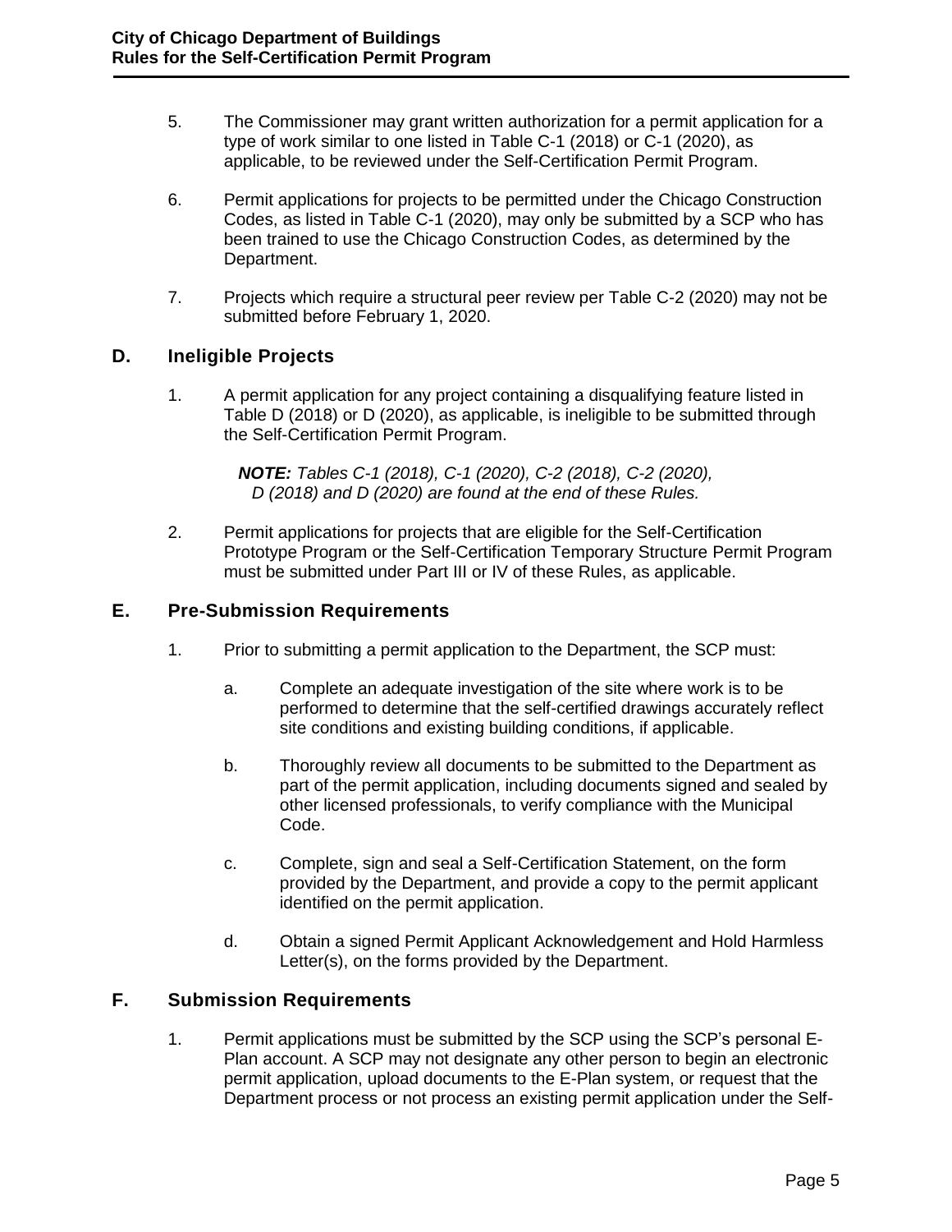5. The Commissioner may grant written authorization for a permit application for a type of work similar to one listed in Table C-1 (2018) or C-1 (2020), as applicable, to be reviewed under the Self-Certification Permit Program.

6. Permit applications for projects to be permitted under the Chicago Construction Codes, as listed in Table C-1 (2020), may only be submitted by a SCP who has been trained to use the Chicago Construction Codes, as determined by the Department.

7. Projects which require a structural peer review per Table C-2 (2020) may not be submitted before February 1, 2020.

## D. Ineligible Projects

1. A permit application for any project containing a disqualifying feature listed in Table D (2018) or D (2020), as applicable, is ineligible to be submitted through the Self-Certification Permit Program.

   ***NOTE:*** *Tables C-1 (2018), C-1 (2020), C-2 (2018), C-2 (2020), D (2018) and D (2020) are found at the end of these Rules.*

2. Permit applications for projects that are eligible for the Self-Certification Prototype Program or the Self-Certification Temporary Structure Permit Program must be submitted under Part III or IV of these Rules, as applicable.

## E. Pre-Submission Requirements

1. Prior to submitting a permit application to the Department, the SCP must:

   a. Complete an adequate investigation of the site where work is to be performed to determine that the self-certified drawings accurately reflect site conditions and existing building conditions, if applicable.

   b. Thoroughly review all documents to be submitted to the Department as part of the permit application, including documents signed and sealed by other licensed professionals, to verify compliance with the Municipal Code.

   c. Complete, sign and seal a Self-Certification Statement, on the form provided by the Department, and provide a copy to the permit applicant identified on the permit application.

   d. Obtain a signed Permit Applicant Acknowledgement and Hold Harmless Letter(s), on the forms provided by the Department.

## F. Submission Requirements

1. Permit applications must be submitted by the SCP using the SCP's personal E-Plan account. A SCP may not designate any other person to begin an electronic permit application, upload documents to the E-Plan system, or request that the Department process or not process an existing permit application under the Self-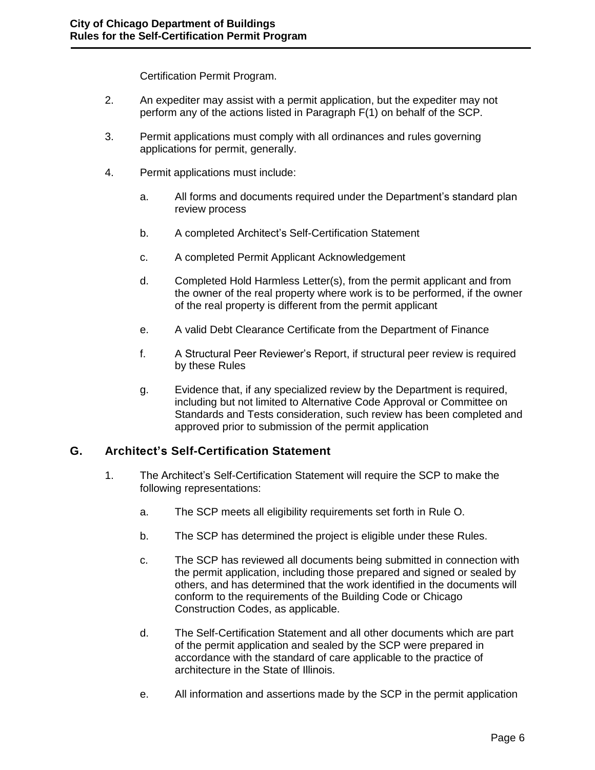Certification Permit Program.

2. An expediter may assist with a permit application, but the expediter may not perform any of the actions listed in Paragraph F(1) on behalf of the SCP.

3. Permit applications must comply with all ordinances and rules governing applications for permit, generally.

4. Permit applications must include:

   a. All forms and documents required under the Department's standard plan review process

   b. A completed Architect's Self-Certification Statement

   c. A completed Permit Applicant Acknowledgement

   d. Completed Hold Harmless Letter(s), from the permit applicant and from the owner of the real property where work is to be performed, if the owner of the real property is different from the permit applicant

   e. A valid Debt Clearance Certificate from the Department of Finance

   f. A Structural Peer Reviewer's Report, if structural peer review is required by these Rules

   g. Evidence that, if any specialized review by the Department is required, including but not limited to Alternative Code Approval or Committee on Standards and Tests consideration, such review has been completed and approved prior to submission of the permit application

## G. Architect's Self-Certification Statement

1. The Architect's Self-Certification Statement will require the SCP to make the following representations:

   a. The SCP meets all eligibility requirements set forth in Rule O.

   b. The SCP has determined the project is eligible under these Rules.

   c. The SCP has reviewed all documents being submitted in connection with the permit application, including those prepared and signed or sealed by others, and has determined that the work identified in the documents will conform to the requirements of the Building Code or Chicago Construction Codes, as applicable.

   d. The Self-Certification Statement and all other documents which are part of the permit application and sealed by the SCP were prepared in accordance with the standard of care applicable to the practice of architecture in the State of Illinois.

   e. All information and assertions made by the SCP in the permit application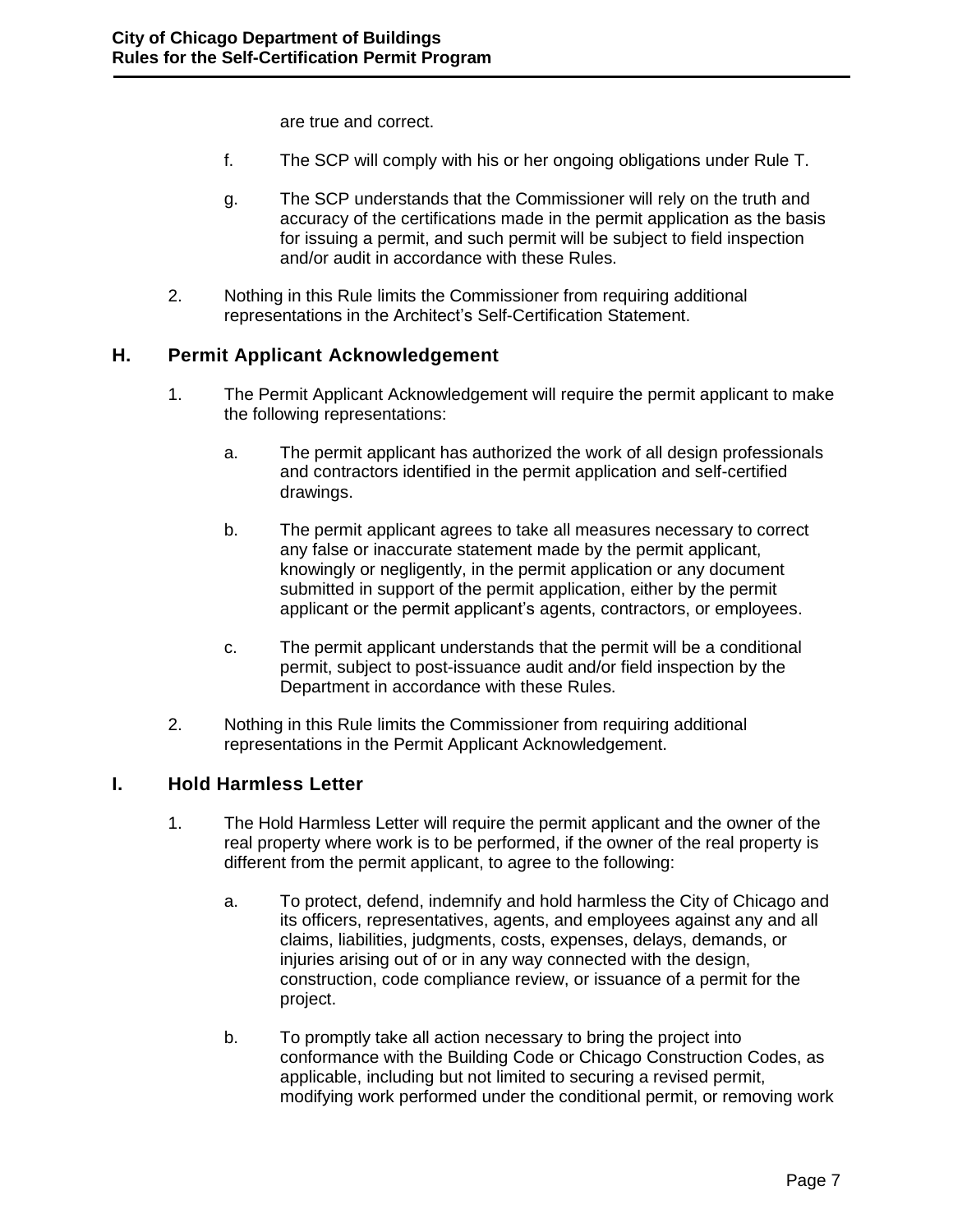are true and correct.

f. The SCP will comply with his or her ongoing obligations under Rule T.

g. The SCP understands that the Commissioner will rely on the truth and accuracy of the certifications made in the permit application as the basis for issuing a permit, and such permit will be subject to field inspection and/or audit in accordance with these Rules.

2. Nothing in this Rule limits the Commissioner from requiring additional representations in the Architect's Self-Certification Statement.

## H. Permit Applicant Acknowledgement

1. The Permit Applicant Acknowledgement will require the permit applicant to make the following representations:

   a. The permit applicant has authorized the work of all design professionals and contractors identified in the permit application and self-certified drawings.

   b. The permit applicant agrees to take all measures necessary to correct any false or inaccurate statement made by the permit applicant, knowingly or negligently, in the permit application or any document submitted in support of the permit application, either by the permit applicant or the permit applicant's agents, contractors, or employees.

   c. The permit applicant understands that the permit will be a conditional permit, subject to post-issuance audit and/or field inspection by the Department in accordance with these Rules.

2. Nothing in this Rule limits the Commissioner from requiring additional representations in the Permit Applicant Acknowledgement.

## I. Hold Harmless Letter

1. The Hold Harmless Letter will require the permit applicant and the owner of the real property where work is to be performed, if the owner of the real property is different from the permit applicant, to agree to the following:

   a. To protect, defend, indemnify and hold harmless the City of Chicago and its officers, representatives, agents, and employees against any and all claims, liabilities, judgments, costs, expenses, delays, demands, or injuries arising out of or in any way connected with the design, construction, code compliance review, or issuance of a permit for the project.

   b. To promptly take all action necessary to bring the project into conformance with the Building Code or Chicago Construction Codes, as applicable, including but not limited to securing a revised permit, modifying work performed under the conditional permit, or removing work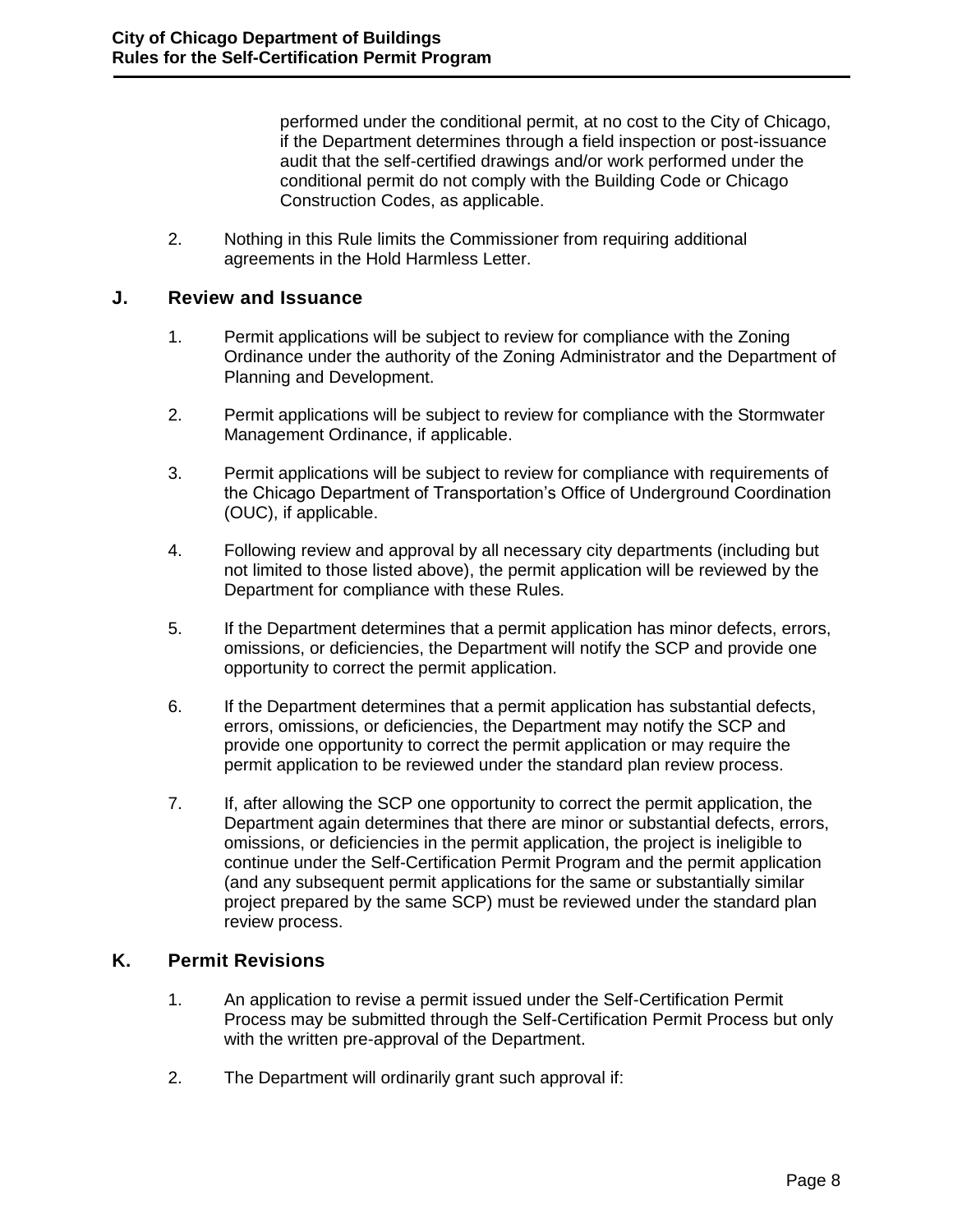performed under the conditional permit, at no cost to the City of Chicago, if the Department determines through a field inspection or post-issuance audit that the self-certified drawings and/or work performed under the conditional permit do not comply with the Building Code or Chicago Construction Codes, as applicable.

2. Nothing in this Rule limits the Commissioner from requiring additional agreements in the Hold Harmless Letter.

## J. Review and Issuance

1. Permit applications will be subject to review for compliance with the Zoning Ordinance under the authority of the Zoning Administrator and the Department of Planning and Development.

2. Permit applications will be subject to review for compliance with the Stormwater Management Ordinance, if applicable.

3. Permit applications will be subject to review for compliance with requirements of the Chicago Department of Transportation's Office of Underground Coordination (OUC), if applicable.

4. Following review and approval by all necessary city departments (including but not limited to those listed above), the permit application will be reviewed by the Department for compliance with these Rules.

5. If the Department determines that a permit application has minor defects, errors, omissions, or deficiencies, the Department will notify the SCP and provide one opportunity to correct the permit application.

6. If the Department determines that a permit application has substantial defects, errors, omissions, or deficiencies, the Department may notify the SCP and provide one opportunity to correct the permit application or may require the permit application to be reviewed under the standard plan review process.

7. If, after allowing the SCP one opportunity to correct the permit application, the Department again determines that there are minor or substantial defects, errors, omissions, or deficiencies in the permit application, the project is ineligible to continue under the Self-Certification Permit Program and the permit application (and any subsequent permit applications for the same or substantially similar project prepared by the same SCP) must be reviewed under the standard plan review process.

## K. Permit Revisions

1. An application to revise a permit issued under the Self-Certification Permit Process may be submitted through the Self-Certification Permit Process but only with the written pre-approval of the Department.

2. The Department will ordinarily grant such approval if: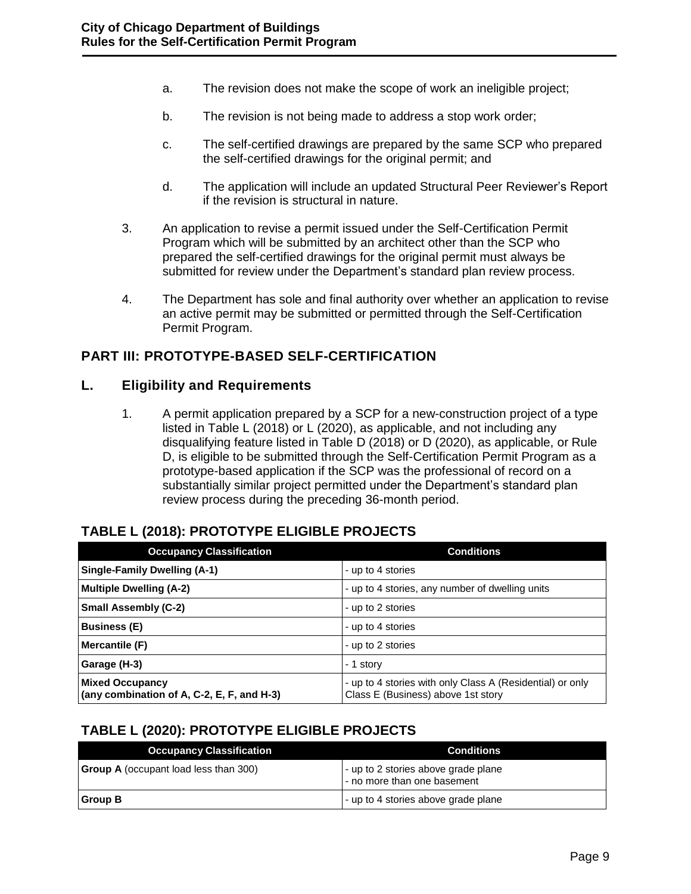a. The revision does not make the scope of work an ineligible project;

b. The revision is not being made to address a stop work order;

c. The self-certified drawings are prepared by the same SCP who prepared the self-certified drawings for the original permit; and

d. The application will include an updated Structural Peer Reviewer's Report if the revision is structural in nature.

3. An application to revise a permit issued under the Self-Certification Permit Program which will be submitted by an architect other than the SCP who prepared the self-certified drawings for the original permit must always be submitted for review under the Department's standard plan review process.

4. The Department has sole and final authority over whether an application to revise an active permit may be submitted or permitted through the Self-Certification Permit Program.

## PART III: PROTOTYPE-BASED SELF-CERTIFICATION

### L. Eligibility and Requirements

1. A permit application prepared by a SCP for a new-construction project of a type listed in Table L (2018) or L (2020), as applicable, and not including any disqualifying feature listed in Table D (2018) or D (2020), as applicable, or Rule D, is eligible to be submitted through the Self-Certification Permit Program as a prototype-based application if the SCP was the professional of record on a substantially similar project permitted under the Department's standard plan review process during the preceding 36-month period.

### TABLE L (2018): PROTOTYPE ELIGIBLE PROJECTS

| Occupancy Classification | Conditions |
|---|---|
| **Single-Family Dwelling (A-1)** | - up to 4 stories |
| **Multiple Dwelling (A-2)** | - up to 4 stories, any number of dwelling units |
| **Small Assembly (C-2)** | - up to 2 stories |
| **Business (E)** | - up to 4 stories |
| **Mercantile (F)** | - up to 2 stories |
| **Garage (H-3)** | - 1 story |
| **Mixed Occupancy (any combination of A, C-2, E, F, and H-3)** | - up to 4 stories with only Class A (Residential) or only Class E (Business) above 1st story |

### TABLE L (2020): PROTOTYPE ELIGIBLE PROJECTS

| Occupancy Classification | Conditions |
|---|---|
| **Group A** (occupant load less than 300) | - up to 2 stories above grade plane<br>- no more than one basement |
| **Group B** | - up to 4 stories above grade plane |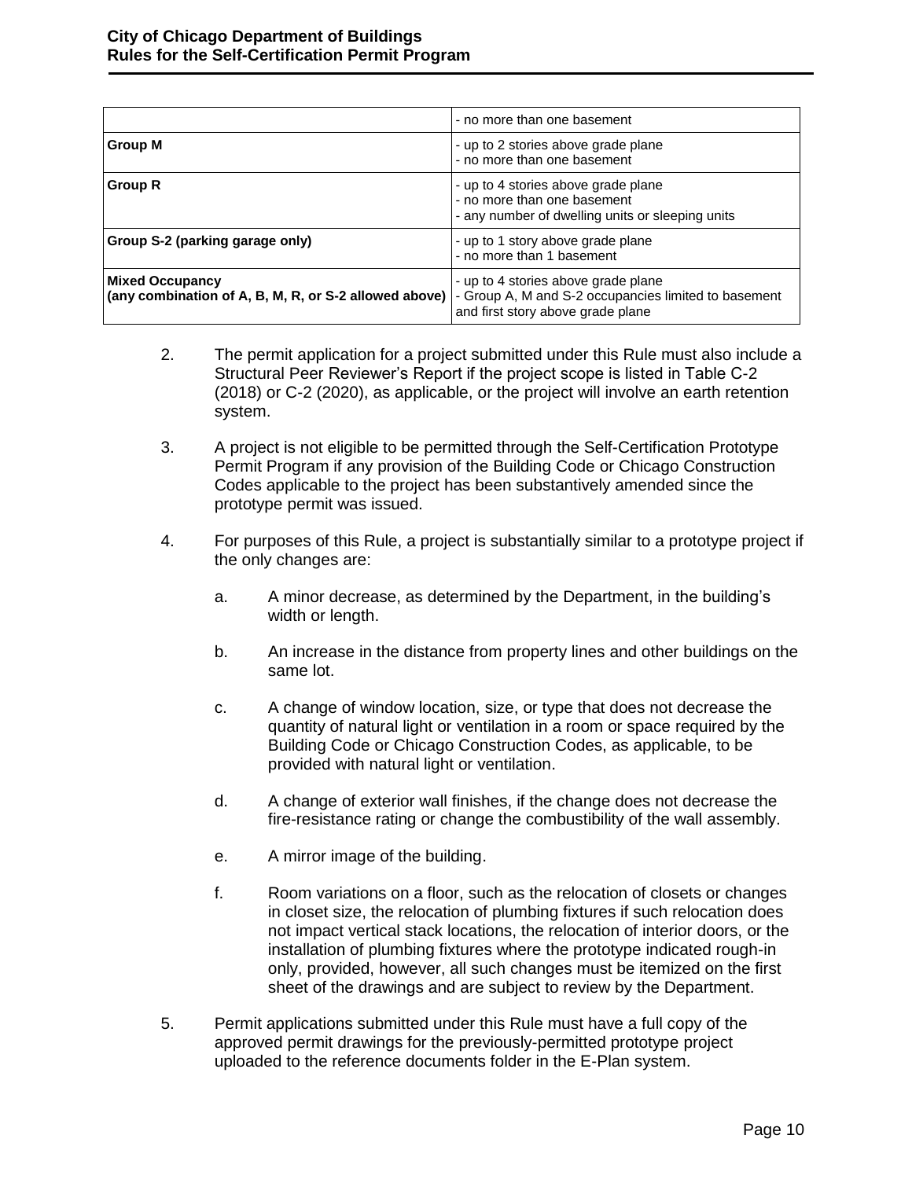| | |
|---|---|
| | - no more than one basement |
| **Group M** | - up to 2 stories above grade plane<br>- no more than one basement |
| **Group R** | - up to 4 stories above grade plane<br>- no more than one basement<br>- any number of dwelling units or sleeping units |
| **Group S-2 (parking garage only)** | - up to 1 story above grade plane<br>- no more than 1 basement |
| **Mixed Occupancy (any combination of A, B, M, R, or S-2 allowed above)** | - up to 4 stories above grade plane<br>- Group A, M and S-2 occupancies limited to basement and first story above grade plane |

2. The permit application for a project submitted under this Rule must also include a Structural Peer Reviewer's Report if the project scope is listed in Table C-2 (2018) or C-2 (2020), as applicable, or the project will involve an earth retention system.

3. A project is not eligible to be permitted through the Self-Certification Prototype Permit Program if any provision of the Building Code or Chicago Construction Codes applicable to the project has been substantively amended since the prototype permit was issued.

4. For purposes of this Rule, a project is substantially similar to a prototype project if the only changes are:

   a. A minor decrease, as determined by the Department, in the building's width or length.

   b. An increase in the distance from property lines and other buildings on the same lot.

   c. A change of window location, size, or type that does not decrease the quantity of natural light or ventilation in a room or space required by the Building Code or Chicago Construction Codes, as applicable, to be provided with natural light or ventilation.

   d. A change of exterior wall finishes, if the change does not decrease the fire-resistance rating or change the combustibility of the wall assembly.

   e. A mirror image of the building.

   f. Room variations on a floor, such as the relocation of closets or changes in closet size, the relocation of plumbing fixtures if such relocation does not impact vertical stack locations, the relocation of interior doors, or the installation of plumbing fixtures where the prototype indicated rough-in only, provided, however, all such changes must be itemized on the first sheet of the drawings and are subject to review by the Department.

5. Permit applications submitted under this Rule must have a full copy of the approved permit drawings for the previously-permitted prototype project uploaded to the reference documents folder in the E-Plan system.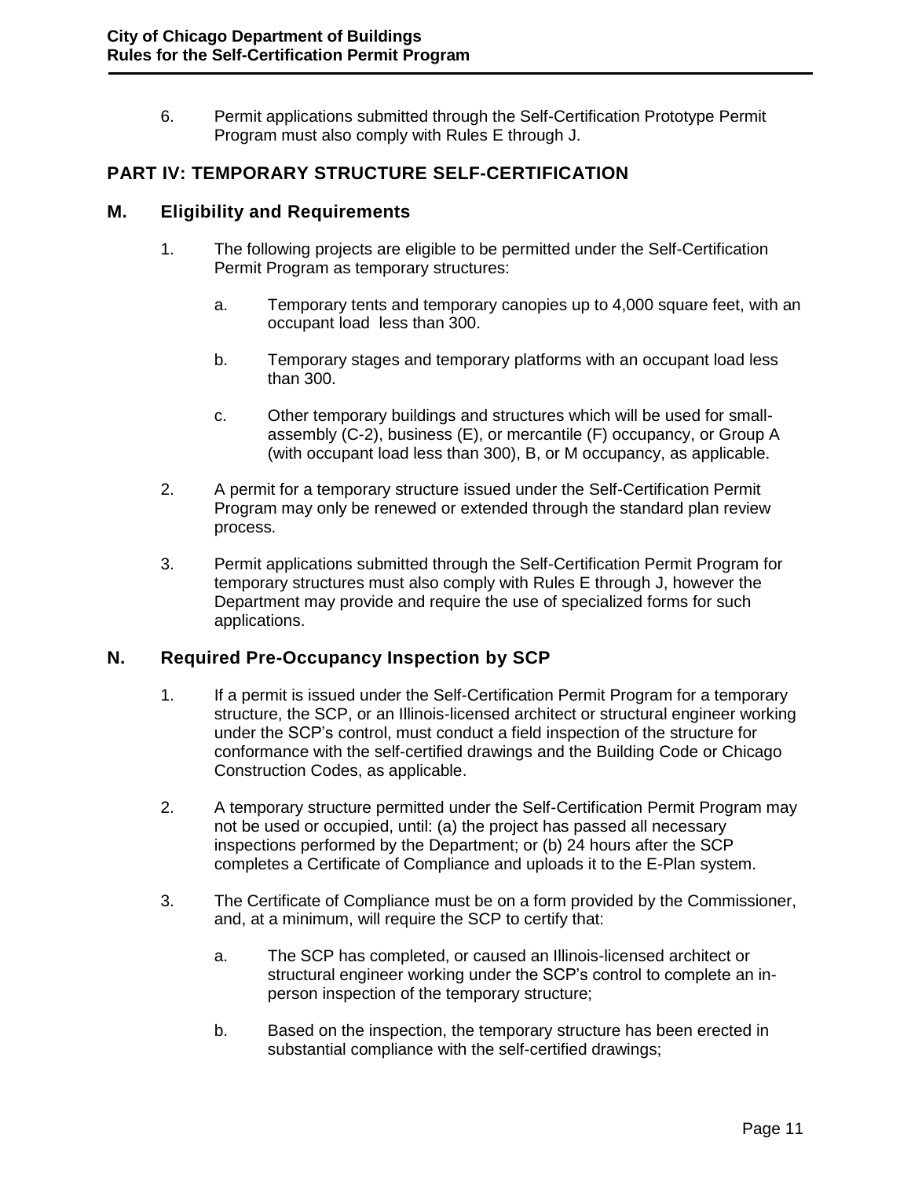6. Permit applications submitted through the Self-Certification Prototype Permit Program must also comply with Rules E through J.

## PART IV: TEMPORARY STRUCTURE SELF-CERTIFICATION

### M. Eligibility and Requirements

1. The following projects are eligible to be permitted under the Self-Certification Permit Program as temporary structures:

   a. Temporary tents and temporary canopies up to 4,000 square feet, with an occupant load less than 300.

   b. Temporary stages and temporary platforms with an occupant load less than 300.

   c. Other temporary buildings and structures which will be used for small-assembly (C-2), business (E), or mercantile (F) occupancy, or Group A (with occupant load less than 300), B, or M occupancy, as applicable.

2. A permit for a temporary structure issued under the Self-Certification Permit Program may only be renewed or extended through the standard plan review process.

3. Permit applications submitted through the Self-Certification Permit Program for temporary structures must also comply with Rules E through J, however the Department may provide and require the use of specialized forms for such applications.

### N. Required Pre-Occupancy Inspection by SCP

1. If a permit is issued under the Self-Certification Permit Program for a temporary structure, the SCP, or an Illinois-licensed architect or structural engineer working under the SCP's control, must conduct a field inspection of the structure for conformance with the self-certified drawings and the Building Code or Chicago Construction Codes, as applicable.

2. A temporary structure permitted under the Self-Certification Permit Program may not be used or occupied, until: (a) the project has passed all necessary inspections performed by the Department; or (b) 24 hours after the SCP completes a Certificate of Compliance and uploads it to the E-Plan system.

3. The Certificate of Compliance must be on a form provided by the Commissioner, and, at a minimum, will require the SCP to certify that:

   a. The SCP has completed, or caused an Illinois-licensed architect or structural engineer working under the SCP's control to complete an in-person inspection of the temporary structure;

   b. Based on the inspection, the temporary structure has been erected in substantial compliance with the self-certified drawings;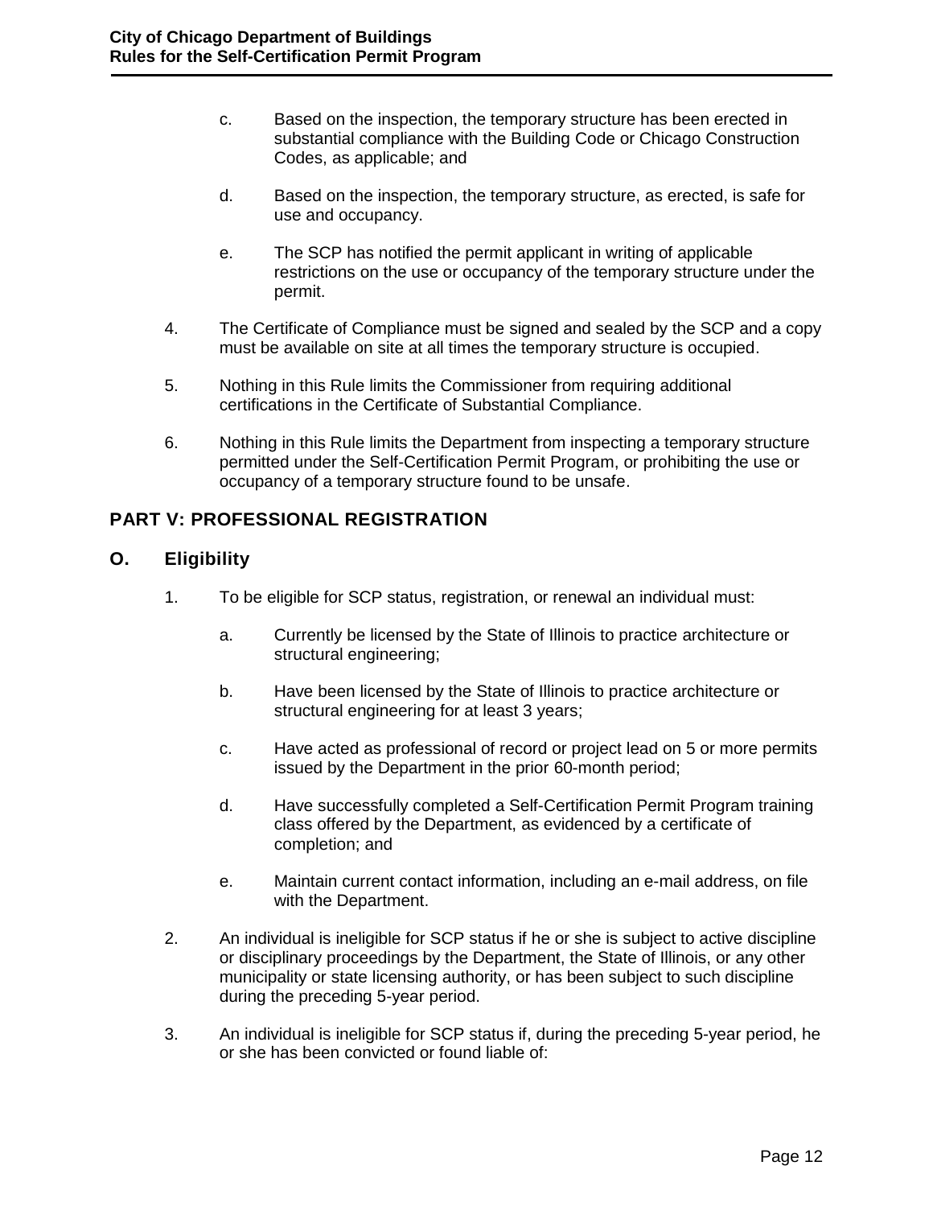c. Based on the inspection, the temporary structure has been erected in substantial compliance with the Building Code or Chicago Construction Codes, as applicable; and

d. Based on the inspection, the temporary structure, as erected, is safe for use and occupancy.

e. The SCP has notified the permit applicant in writing of applicable restrictions on the use or occupancy of the temporary structure under the permit.

4. The Certificate of Compliance must be signed and sealed by the SCP and a copy must be available on site at all times the temporary structure is occupied.

5. Nothing in this Rule limits the Commissioner from requiring additional certifications in the Certificate of Substantial Compliance.

6. Nothing in this Rule limits the Department from inspecting a temporary structure permitted under the Self-Certification Permit Program, or prohibiting the use or occupancy of a temporary structure found to be unsafe.

## PART V: PROFESSIONAL REGISTRATION

### O. Eligibility

1. To be eligible for SCP status, registration, or renewal an individual must:

   a. Currently be licensed by the State of Illinois to practice architecture or structural engineering;

   b. Have been licensed by the State of Illinois to practice architecture or structural engineering for at least 3 years;

   c. Have acted as professional of record or project lead on 5 or more permits issued by the Department in the prior 60-month period;

   d. Have successfully completed a Self-Certification Permit Program training class offered by the Department, as evidenced by a certificate of completion; and

   e. Maintain current contact information, including an e-mail address, on file with the Department.

2. An individual is ineligible for SCP status if he or she is subject to active discipline or disciplinary proceedings by the Department, the State of Illinois, or any other municipality or state licensing authority, or has been subject to such discipline during the preceding 5-year period.

3. An individual is ineligible for SCP status if, during the preceding 5-year period, he or she has been convicted or found liable of: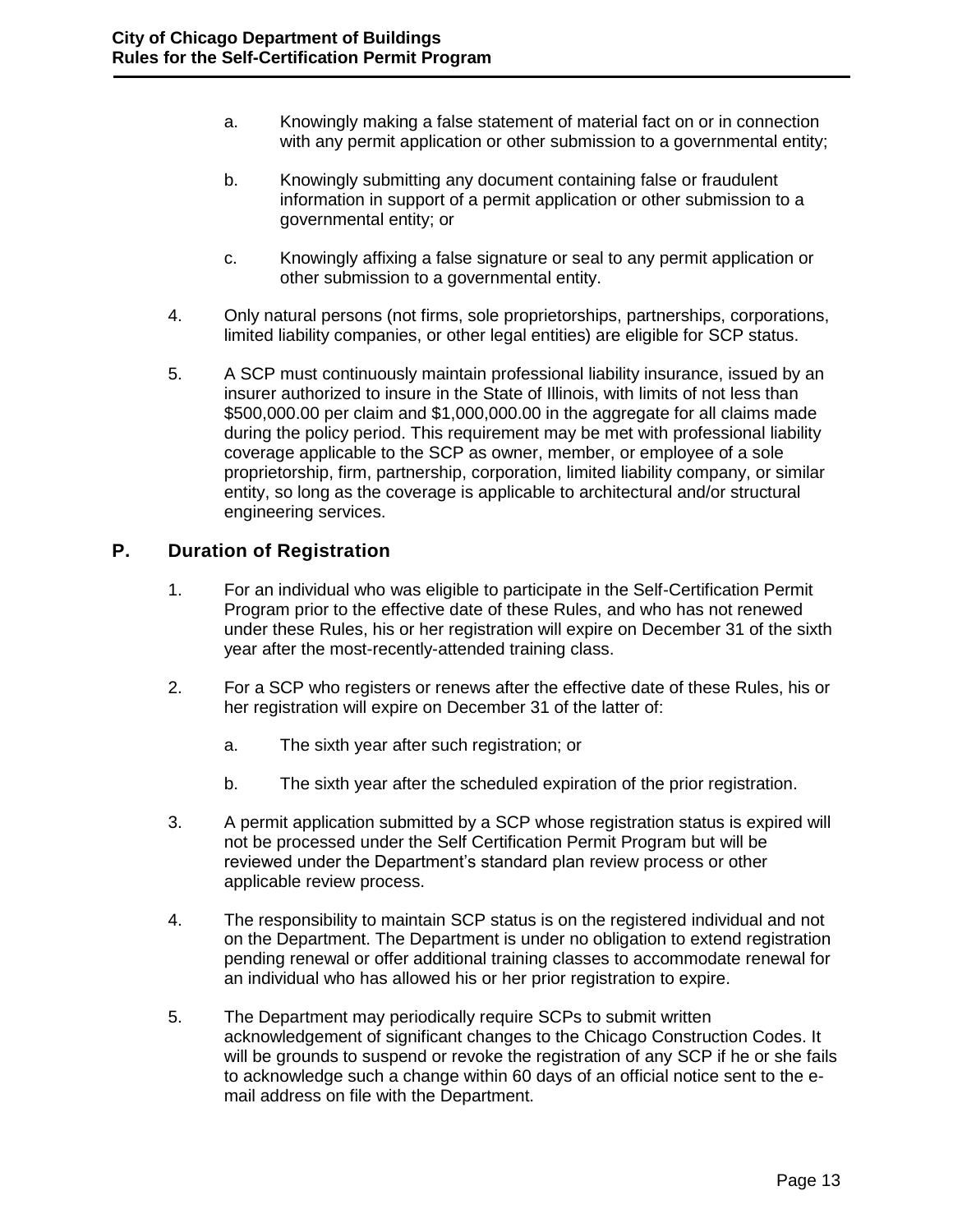a. Knowingly making a false statement of material fact on or in connection with any permit application or other submission to a governmental entity;

b. Knowingly submitting any document containing false or fraudulent information in support of a permit application or other submission to a governmental entity; or

c. Knowingly affixing a false signature or seal to any permit application or other submission to a governmental entity.

4. Only natural persons (not firms, sole proprietorships, partnerships, corporations, limited liability companies, or other legal entities) are eligible for SCP status.

5. A SCP must continuously maintain professional liability insurance, issued by an insurer authorized to insure in the State of Illinois, with limits of not less than $500,000.00 per claim and $1,000,000.00 in the aggregate for all claims made during the policy period. This requirement may be met with professional liability coverage applicable to the SCP as owner, member, or employee of a sole proprietorship, firm, partnership, corporation, limited liability company, or similar entity, so long as the coverage is applicable to architectural and/or structural engineering services.

## P. Duration of Registration

1. For an individual who was eligible to participate in the Self-Certification Permit Program prior to the effective date of these Rules, and who has not renewed under these Rules, his or her registration will expire on December 31 of the sixth year after the most-recently-attended training class.

2. For a SCP who registers or renews after the effective date of these Rules, his or her registration will expire on December 31 of the latter of:

   a. The sixth year after such registration; or

   b. The sixth year after the scheduled expiration of the prior registration.

3. A permit application submitted by a SCP whose registration status is expired will not be processed under the Self Certification Permit Program but will be reviewed under the Department's standard plan review process or other applicable review process.

4. The responsibility to maintain SCP status is on the registered individual and not on the Department. The Department is under no obligation to extend registration pending renewal or offer additional training classes to accommodate renewal for an individual who has allowed his or her prior registration to expire.

5. The Department may periodically require SCPs to submit written acknowledgement of significant changes to the Chicago Construction Codes. It will be grounds to suspend or revoke the registration of any SCP if he or she fails to acknowledge such a change within 60 days of an official notice sent to the e-mail address on file with the Department.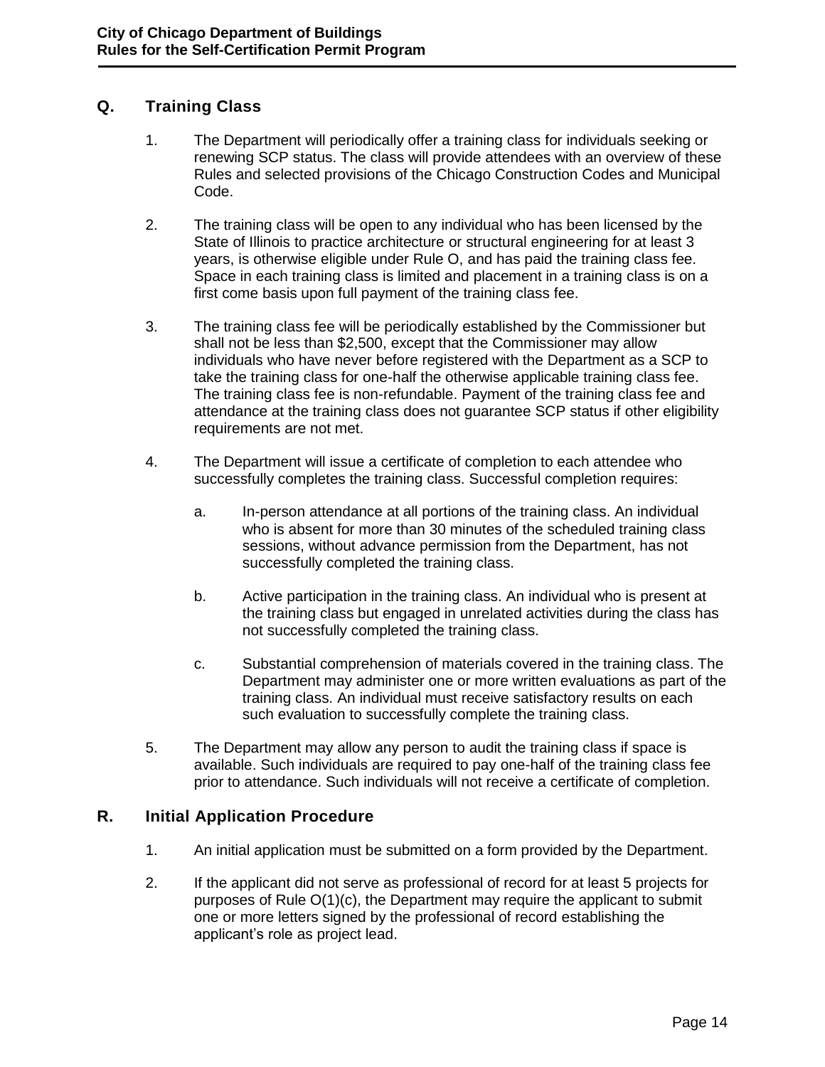## Q. Training Class

1. The Department will periodically offer a training class for individuals seeking or renewing SCP status. The class will provide attendees with an overview of these Rules and selected provisions of the Chicago Construction Codes and Municipal Code.

2. The training class will be open to any individual who has been licensed by the State of Illinois to practice architecture or structural engineering for at least 3 years, is otherwise eligible under Rule O, and has paid the training class fee. Space in each training class is limited and placement in a training class is on a first come basis upon full payment of the training class fee.

3. The training class fee will be periodically established by the Commissioner but shall not be less than $2,500, except that the Commissioner may allow individuals who have never before registered with the Department as a SCP to take the training class for one-half the otherwise applicable training class fee. The training class fee is non-refundable. Payment of the training class fee and attendance at the training class does not guarantee SCP status if other eligibility requirements are not met.

4. The Department will issue a certificate of completion to each attendee who successfully completes the training class. Successful completion requires:

   a. In-person attendance at all portions of the training class. An individual who is absent for more than 30 minutes of the scheduled training class sessions, without advance permission from the Department, has not successfully completed the training class.

   b. Active participation in the training class. An individual who is present at the training class but engaged in unrelated activities during the class has not successfully completed the training class.

   c. Substantial comprehension of materials covered in the training class. The Department may administer one or more written evaluations as part of the training class. An individual must receive satisfactory results on each such evaluation to successfully complete the training class.

5. The Department may allow any person to audit the training class if space is available. Such individuals are required to pay one-half of the training class fee prior to attendance. Such individuals will not receive a certificate of completion.

## R. Initial Application Procedure

1. An initial application must be submitted on a form provided by the Department.

2. If the applicant did not serve as professional of record for at least 5 projects for purposes of Rule O(1)(c), the Department may require the applicant to submit one or more letters signed by the professional of record establishing the applicant's role as project lead.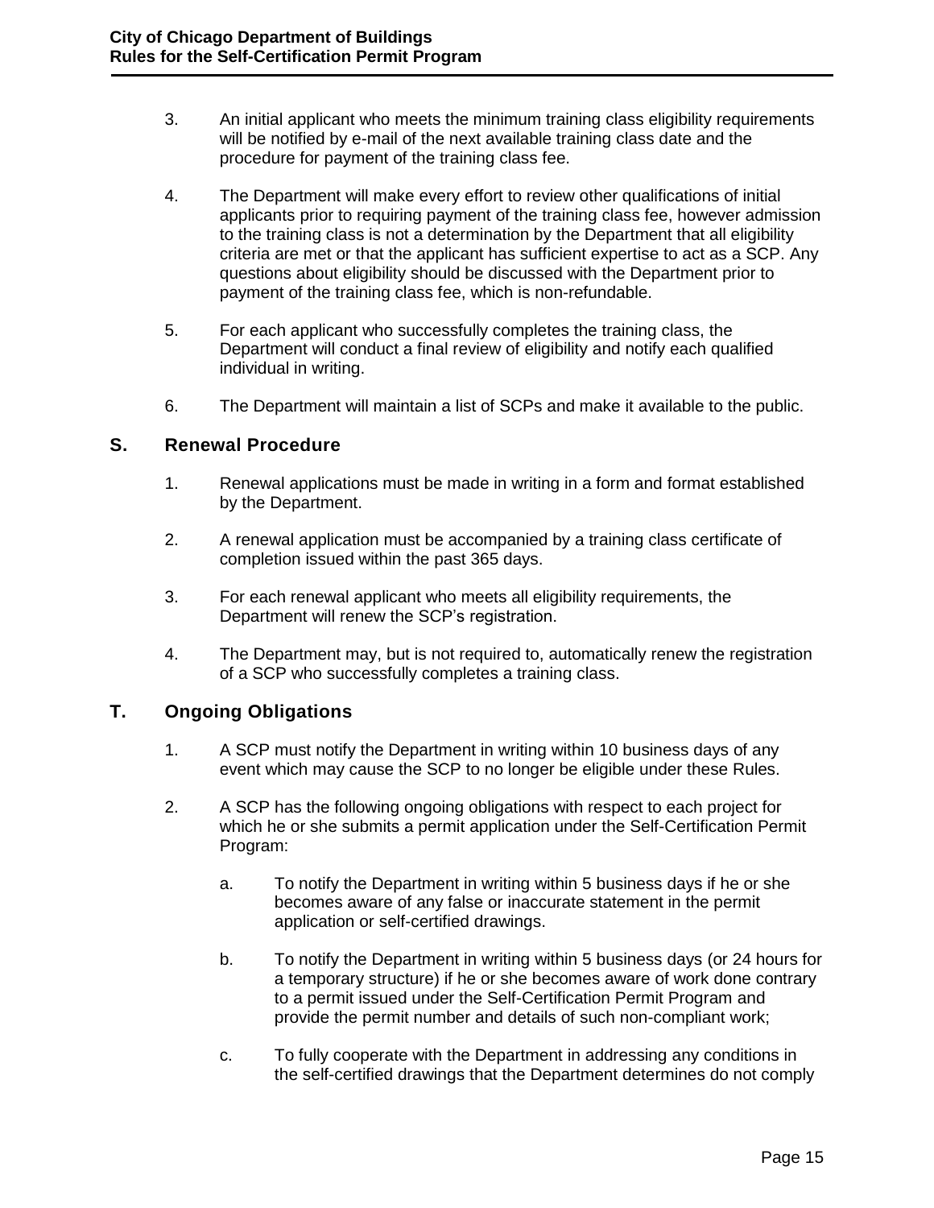3. An initial applicant who meets the minimum training class eligibility requirements will be notified by e-mail of the next available training class date and the procedure for payment of the training class fee.

4. The Department will make every effort to review other qualifications of initial applicants prior to requiring payment of the training class fee, however admission to the training class is not a determination by the Department that all eligibility criteria are met or that the applicant has sufficient expertise to act as a SCP. Any questions about eligibility should be discussed with the Department prior to payment of the training class fee, which is non-refundable.

5. For each applicant who successfully completes the training class, the Department will conduct a final review of eligibility and notify each qualified individual in writing.

6. The Department will maintain a list of SCPs and make it available to the public.

## S. Renewal Procedure

1. Renewal applications must be made in writing in a form and format established by the Department.

2. A renewal application must be accompanied by a training class certificate of completion issued within the past 365 days.

3. For each renewal applicant who meets all eligibility requirements, the Department will renew the SCP's registration.

4. The Department may, but is not required to, automatically renew the registration of a SCP who successfully completes a training class.

## T. Ongoing Obligations

1. A SCP must notify the Department in writing within 10 business days of any event which may cause the SCP to no longer be eligible under these Rules.

2. A SCP has the following ongoing obligations with respect to each project for which he or she submits a permit application under the Self-Certification Permit Program:

   a. To notify the Department in writing within 5 business days if he or she becomes aware of any false or inaccurate statement in the permit application or self-certified drawings.

   b. To notify the Department in writing within 5 business days (or 24 hours for a temporary structure) if he or she becomes aware of work done contrary to a permit issued under the Self-Certification Permit Program and provide the permit number and details of such non-compliant work;

   c. To fully cooperate with the Department in addressing any conditions in the self-certified drawings that the Department determines do not comply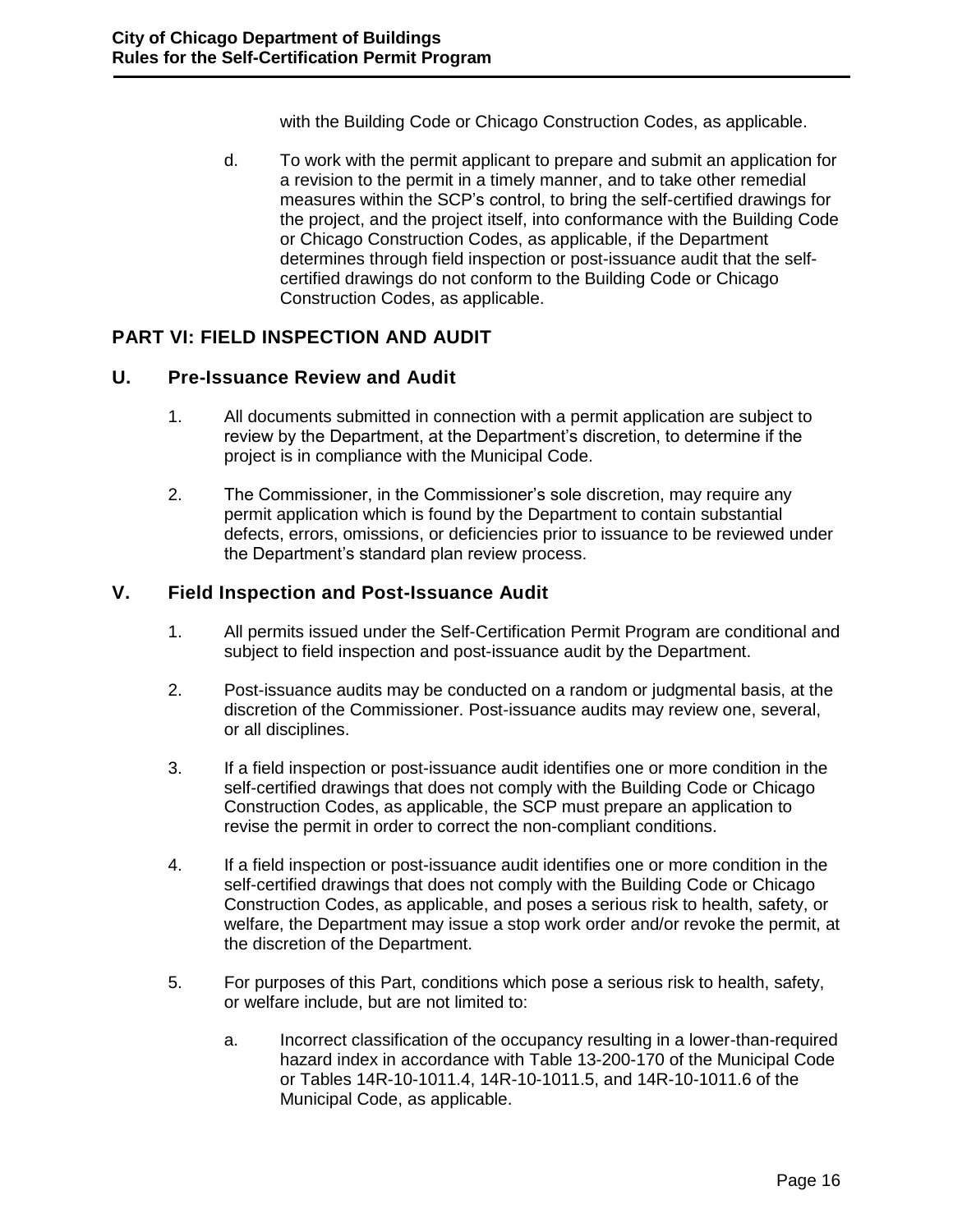with the Building Code or Chicago Construction Codes, as applicable.

d. To work with the permit applicant to prepare and submit an application for a revision to the permit in a timely manner, and to take other remedial measures within the SCP's control, to bring the self-certified drawings for the project, and the project itself, into conformance with the Building Code or Chicago Construction Codes, as applicable, if the Department determines through field inspection or post-issuance audit that the self-certified drawings do not conform to the Building Code or Chicago Construction Codes, as applicable.

## PART VI: FIELD INSPECTION AND AUDIT

### U. Pre-Issuance Review and Audit

1. All documents submitted in connection with a permit application are subject to review by the Department, at the Department's discretion, to determine if the project is in compliance with the Municipal Code.

2. The Commissioner, in the Commissioner's sole discretion, may require any permit application which is found by the Department to contain substantial defects, errors, omissions, or deficiencies prior to issuance to be reviewed under the Department's standard plan review process.

### V. Field Inspection and Post-Issuance Audit

1. All permits issued under the Self-Certification Permit Program are conditional and subject to field inspection and post-issuance audit by the Department.

2. Post-issuance audits may be conducted on a random or judgmental basis, at the discretion of the Commissioner. Post-issuance audits may review one, several, or all disciplines.

3. If a field inspection or post-issuance audit identifies one or more condition in the self-certified drawings that does not comply with the Building Code or Chicago Construction Codes, as applicable, the SCP must prepare an application to revise the permit in order to correct the non-compliant conditions.

4. If a field inspection or post-issuance audit identifies one or more condition in the self-certified drawings that does not comply with the Building Code or Chicago Construction Codes, as applicable, and poses a serious risk to health, safety, or welfare, the Department may issue a stop work order and/or revoke the permit, at the discretion of the Department.

5. For purposes of this Part, conditions which pose a serious risk to health, safety, or welfare include, but are not limited to:

   a. Incorrect classification of the occupancy resulting in a lower-than-required hazard index in accordance with Table 13-200-170 of the Municipal Code or Tables 14R-10-1011.4, 14R-10-1011.5, and 14R-10-1011.6 of the Municipal Code, as applicable.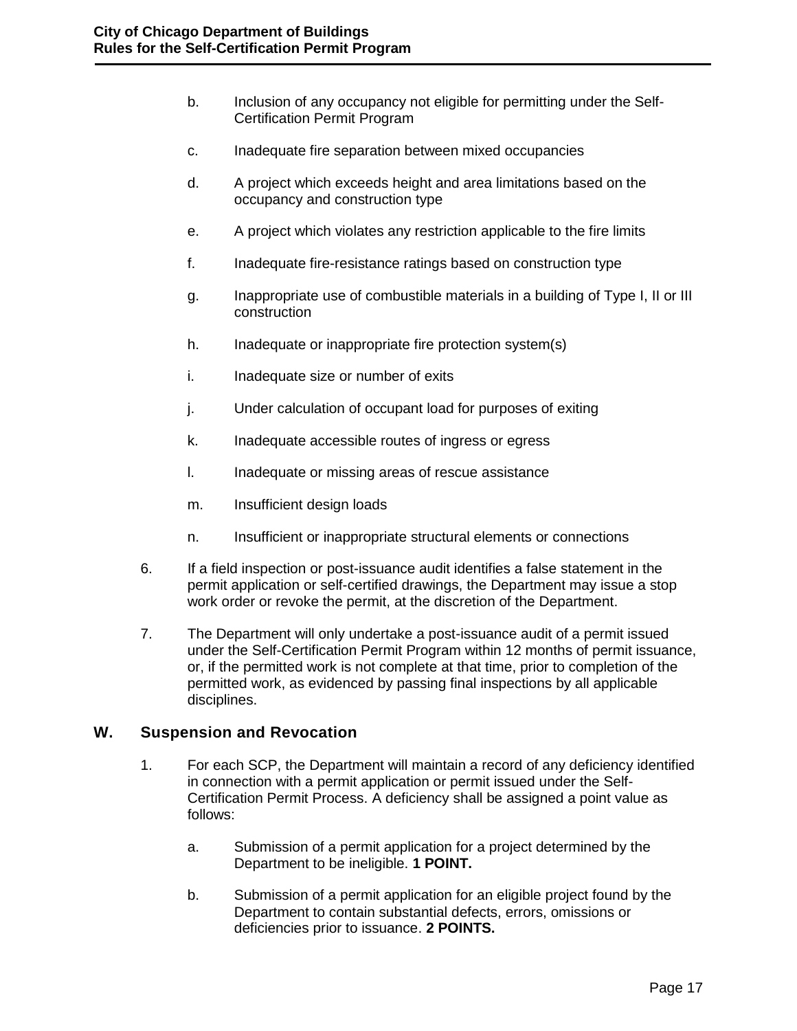b. Inclusion of any occupancy not eligible for permitting under the Self-Certification Permit Program

c. Inadequate fire separation between mixed occupancies

d. A project which exceeds height and area limitations based on the occupancy and construction type

e. A project which violates any restriction applicable to the fire limits

f. Inadequate fire-resistance ratings based on construction type

g. Inappropriate use of combustible materials in a building of Type I, II or III construction

h. Inadequate or inappropriate fire protection system(s)

i. Inadequate size or number of exits

j. Under calculation of occupant load for purposes of exiting

k. Inadequate accessible routes of ingress or egress

l. Inadequate or missing areas of rescue assistance

m. Insufficient design loads

n. Insufficient or inappropriate structural elements or connections

6. If a field inspection or post-issuance audit identifies a false statement in the permit application or self-certified drawings, the Department may issue a stop work order or revoke the permit, at the discretion of the Department.

7. The Department will only undertake a post-issuance audit of a permit issued under the Self-Certification Permit Program within 12 months of permit issuance, or, if the permitted work is not complete at that time, prior to completion of the permitted work, as evidenced by passing final inspections by all applicable disciplines.

## W. Suspension and Revocation

1. For each SCP, the Department will maintain a record of any deficiency identified in connection with a permit application or permit issued under the Self-Certification Permit Process. A deficiency shall be assigned a point value as follows:

   a. Submission of a permit application for a project determined by the Department to be ineligible. **1 POINT.**

   b. Submission of a permit application for an eligible project found by the Department to contain substantial defects, errors, omissions or deficiencies prior to issuance. **2 POINTS.**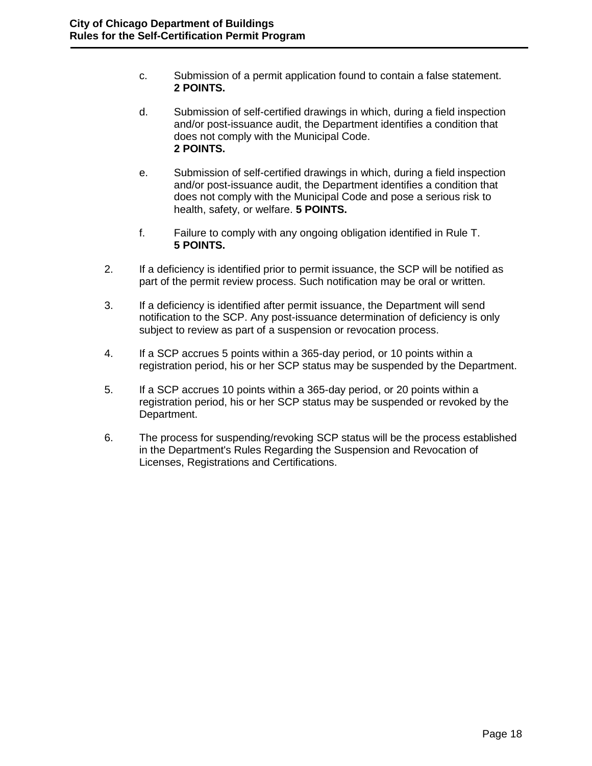c. Submission of a permit application found to contain a false statement. **2 POINTS.**

d. Submission of self-certified drawings in which, during a field inspection and/or post-issuance audit, the Department identifies a condition that does not comply with the Municipal Code. **2 POINTS.**

e. Submission of self-certified drawings in which, during a field inspection and/or post-issuance audit, the Department identifies a condition that does not comply with the Municipal Code and pose a serious risk to health, safety, or welfare. **5 POINTS.**

f. Failure to comply with any ongoing obligation identified in Rule T. **5 POINTS.**

2. If a deficiency is identified prior to permit issuance, the SCP will be notified as part of the permit review process. Such notification may be oral or written.

3. If a deficiency is identified after permit issuance, the Department will send notification to the SCP. Any post-issuance determination of deficiency is only subject to review as part of a suspension or revocation process.

4. If a SCP accrues 5 points within a 365-day period, or 10 points within a registration period, his or her SCP status may be suspended by the Department.

5. If a SCP accrues 10 points within a 365-day period, or 20 points within a registration period, his or her SCP status may be suspended or revoked by the Department.

6. The process for suspending/revoking SCP status will be the process established in the Department's Rules Regarding the Suspension and Revocation of Licenses, Registrations and Certifications.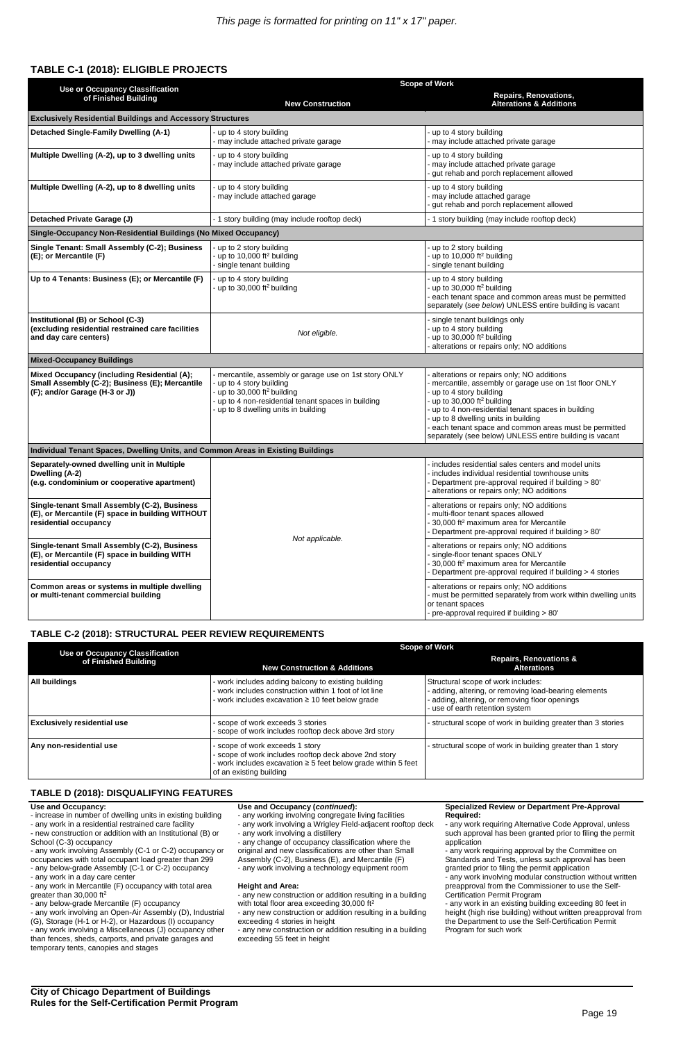*This page is formatted for printing on 11" x 17" paper.*

## TABLE C-1 (2018): ELIGIBLE PROJECTS

| Use or Occupancy Classification of Finished Building | Scope of Work: New Construction | Scope of Work: Repairs, Renovations, Alterations & Additions |
|---|---|---|
| **Exclusively Residential Buildings and Accessory Structures** | | |
| **Detached Single-Family Dwelling (A-1)** | - up to 4 story building<br>- may include attached private garage | - up to 4 story building<br>- may include attached private garage |
| **Multiple Dwelling (A-2), up to 3 dwelling units** | - up to 4 story building<br>- may include attached private garage | - up to 4 story building<br>- may include attached private garage<br>- gut rehab and porch replacement allowed |
| **Multiple Dwelling (A-2), up to 8 dwelling units** | - up to 4 story building<br>- may include attached garage | - up to 4 story building<br>- may include attached garage<br>- gut rehab and porch replacement allowed |
| **Detached Private Garage (J)** | - 1 story building (may include rooftop deck) | - 1 story building (may include rooftop deck) |
| **Single-Occupancy Non-Residential Buildings (No Mixed Occupancy)** | | |
| **Single Tenant: Small Assembly (C-2); Business (E); or Mercantile (F)** | - up to 2 story building<br>- up to 10,000 ft² building<br>- single tenant building | - up to 2 story building<br>- up to 10,000 ft² building<br>- single tenant building |
| **Up to 4 Tenants: Business (E); or Mercantile (F)** | - up to 4 story building<br>- up to 30,000 ft² building | - up to 4 story building<br>- up to 30,000 ft² building<br>- each tenant space and common areas must be permitted separately (*see below*) UNLESS entire building is vacant |
| **Institutional (B) or School (C-3) (excluding residential restrained care facilities and day care centers)** | *Not eligible.* | - single tenant buildings only<br>- up to 4 story building<br>- up to 30,000 ft² building<br>- alterations or repairs only; NO additions |
| **Mixed-Occupancy Buildings** | | |
| **Mixed Occupancy (including Residential (A); Small Assembly (C-2); Business (E); Mercantile (F); and/or Garage (H-3 or J))** | - mercantile, assembly or garage use on 1st story ONLY<br>- up to 4 story building<br>- up to 30,000 ft² building<br>- up to 4 non-residential tenant spaces in building<br>- up to 8 dwelling units in building | - alterations or repairs only; NO additions<br>- mercantile, assembly or garage use on 1st floor ONLY<br>- up to 4 story building<br>- up to 30,000 ft² building<br>- up to 4 non-residential tenant spaces in building<br>- up to 8 dwelling units in building<br>- each tenant space and common areas must be permitted separately (see below) UNLESS entire building is vacant |
| **Individual Tenant Spaces, Dwelling Units, and Common Areas in Existing Buildings** | | |
| **Separately-owned dwelling unit in Multiple Dwelling (A-2) (e.g. condominium or cooperative apartment)** | *Not applicable.* | - includes residential sales centers and model units<br>- includes individual residential townhouse units<br>- Department pre-approval required if building > 80'<br>- alterations or repairs only; NO additions |
| **Single-tenant Small Assembly (C-2), Business (E), or Mercantile (F) space in building WITHOUT residential occupancy** | *Not applicable.* | - alterations or repairs only; NO additions<br>- multi-floor tenant spaces allowed<br>- 30,000 ft² maximum area for Mercantile<br>- Department pre-approval required if building > 80' |
| **Single-tenant Small Assembly (C-2), Business (E), or Mercantile (F) space in building WITH residential occupancy** | *Not applicable.* | - alterations or repairs only; NO additions<br>- single-floor tenant spaces ONLY<br>- 30,000 ft² maximum area for Mercantile<br>- Department pre-approval required if building > 4 stories |
| **Common areas or systems in multiple dwelling or multi-tenant commercial building** | *Not applicable.* | - alterations or repairs only; NO additions<br>- must be permitted separately from work within dwelling units or tenant spaces<br>- pre-approval required if building > 80' |

## TABLE C-2 (2018): STRUCTURAL PEER REVIEW REQUIREMENTS

| Use or Occupancy Classification of Finished Building | Scope of Work: New Construction & Additions | Scope of Work: Repairs, Renovations & Alterations |
|---|---|---|
| **All buildings** | - work includes adding balcony to existing building<br>- work includes construction within 1 foot of lot line<br>- work includes excavation ≥ 10 feet below grade | Structural scope of work includes:<br>- adding, altering, or removing load-bearing elements<br>- adding, altering, or removing floor openings<br>- use of earth retention system |
| **Exclusively residential use** | - scope of work exceeds 3 stories<br>- scope of work includes rooftop deck above 3rd story | - structural scope of work in building greater than 3 stories |
| **Any non-residential use** | - scope of work exceeds 1 story<br>- scope of work includes rooftop deck above 2nd story<br>- work includes excavation ≥ 5 feet below grade within 5 feet of an existing building | - structural scope of work in building greater than 1 story |

## TABLE D (2018): DISQUALIFYING FEATURES

**Use and Occupancy:**
- increase in number of dwelling units in existing building
- any work in a residential restrained care facility
- new construction or addition with an Institutional (B) or School (C-3) occupancy
- any work involving Assembly (C-1 or C-2) occupancy or occupancies with total occupant load greater than 299
- any below-grade Assembly (C-1 or C-2) occupancy
- any work in a day care center
- any work in Mercantile (F) occupancy with total area greater than 30,000 ft²
- any below-grade Mercantile (F) occupancy
- any work involving an Open-Air Assembly (D), Industrial (G), Storage (H-1 or H-2), or Hazardous (I) occupancy
- any work involving a Miscellaneous (J) occupancy other than fences, sheds, carports, and private garages and temporary tents, canopies and stages

**Use and Occupancy (*continued*):**
- any working involving congregate living facilities
- any work involving a Wrigley Field-adjacent rooftop deck
- any work involving a distillery
- any change of occupancy classification where the original and new classifications are other than Small Assembly (C-2), Business (E), and Mercantile (F)
- any work involving a technology equipment room

**Height and Area:**
- any new construction or addition resulting in a building with total floor area exceeding 30,000 ft²
- any new construction or addition resulting in a building exceeding 4 stories in height
- any new construction or addition resulting in a building exceeding 55 feet in height

**Specialized Review or Department Pre-Approval Required:**
- any work requiring Alternative Code Approval, unless such approval has been granted prior to filing the permit application
- any work requiring approval by the Committee on Standards and Tests, unless such approval has been granted prior to filing the permit application
- any work involving modular construction without written preapproval from the Commissioner to use the Self-Certification Permit Program
- any work in an existing building exceeding 80 feet in height (high rise building) without written preapproval from the Department to use the Self-Certification Permit Program for such work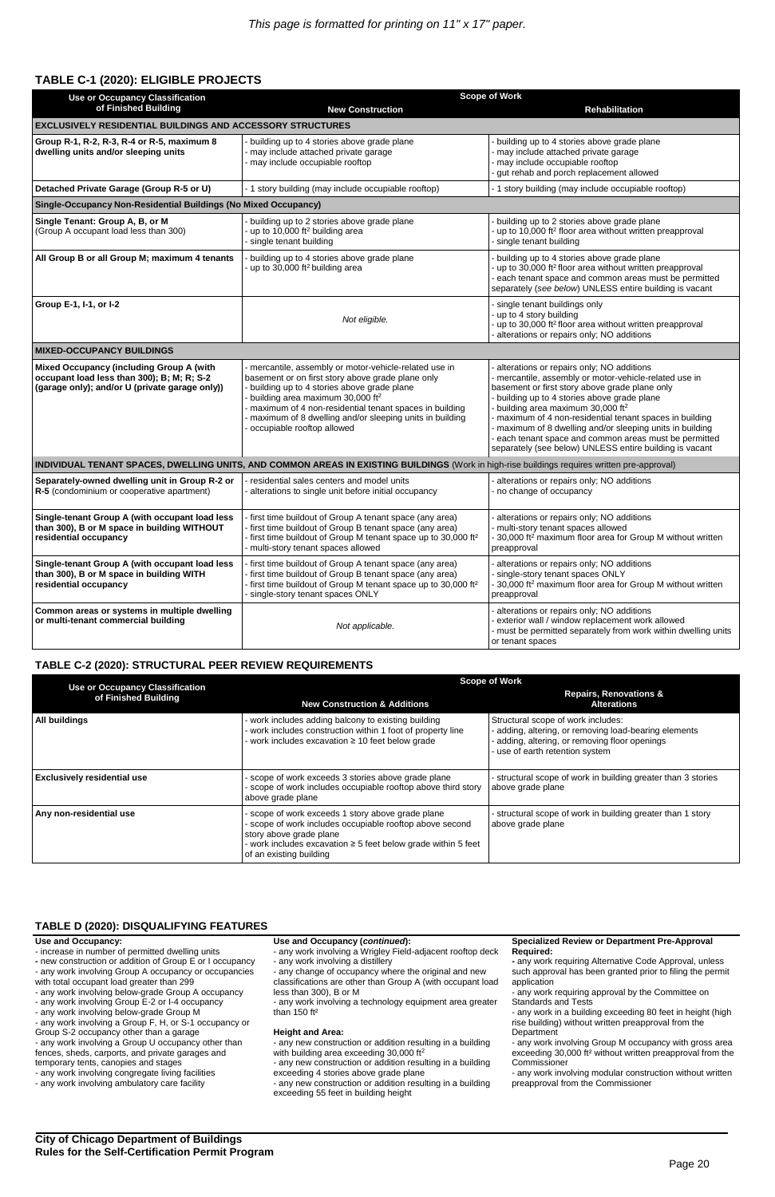*This page is formatted for printing on 11" x 17" paper.*

## TABLE C-1 (2020): ELIGIBLE PROJECTS

| Use or Occupancy Classification of Finished Building | Scope of Work | |
|---|---|---|
| | **New Construction** | **Rehabilitation** |
| **EXCLUSIVELY RESIDENTIAL BUILDINGS AND ACCESSORY STRUCTURES** | | |
| **Group R-1, R-2, R-3, R-4 or R-5, maximum 8 dwelling units and/or sleeping units** | - building up to 4 stories above grade plane<br>- may include attached private garage<br>- may include occupiable rooftop | - building up to 4 stories above grade plane<br>- may include attached private garage<br>- may include occupiable rooftop<br>- gut rehab and porch replacement allowed |
| **Detached Private Garage (Group R-5 or U)** | - 1 story building (may include occupiable rooftop) | - 1 story building (may include occupiable rooftop) |
| **Single-Occupancy Non-Residential Buildings (No Mixed Occupancy)** | | |
| **Single Tenant: Group A, B, or M** (Group A occupant load less than 300) | - building up to 2 stories above grade plane<br>- up to 10,000 ft² building area<br>- single tenant building | - building up to 2 stories above grade plane<br>- up to 10,000 ft² floor area without written preapproval<br>- single tenant building |
| **All Group B or all Group M; maximum 4 tenants** | - building up to 4 stories above grade plane<br>- up to 30,000 ft² building area | - building up to 4 stories above grade plane<br>- up to 30,000 ft² floor area without written preapproval<br>- each tenant space and common areas must be permitted separately (*see below*) UNLESS entire building is vacant |
| **Group E-1, I-1, or I-2** | *Not eligible.* | - single tenant buildings only<br>- up to 4 story building<br>- up to 30,000 ft² floor area without written preapproval<br>- alterations or repairs only; NO additions |
| **MIXED-OCCUPANCY BUILDINGS** | | |
| **Mixed Occupancy (including Group A (with occupant load less than 300); B; M; R; S-2 (garage only); and/or U (private garage only))** | - mercantile, assembly or motor-vehicle-related use in basement or on first story above grade plane only<br>- building up to 4 stories above grade plane<br>- building area maximum 30,000 ft²<br>- maximum of 4 non-residential tenant spaces in building<br>- maximum of 8 dwelling and/or sleeping units in building<br>- occupiable rooftop allowed | - alterations or repairs only; NO additions<br>- mercantile, assembly or motor-vehicle-related use in basement or first story above grade plane only<br>- building up to 4 stories above grade plane<br>- building area maximum 30,000 ft²<br>- maximum of 4 non-residential tenant spaces in building<br>- maximum of 8 dwelling and/or sleeping units in building<br>- each tenant space and common areas must be permitted separately (see below) UNLESS entire building is vacant |
| **INDIVIDUAL TENANT SPACES, DWELLING UNITS, AND COMMON AREAS IN EXISTING BUILDINGS** (Work in high-rise buildings requires written pre-approval) | | |
| **Separately-owned dwelling unit in Group R-2 or R-5** (condominium or cooperative apartment) | - residential sales centers and model units<br>- alterations to single unit before initial occupancy | - alterations or repairs only; NO additions<br>- no change of occupancy |
| **Single-tenant Group A (with occupant load less than 300), B or M space in building WITHOUT residential occupancy** | - first time buildout of Group A tenant space (any area)<br>- first time buildout of Group B tenant space (any area)<br>- first time buildout of Group M tenant space up to 30,000 ft²<br>- multi-story tenant spaces allowed | - alterations or repairs only; NO additions<br>- multi-story tenant spaces allowed<br>- 30,000 ft² maximum floor area for Group M without written preapproval |
| **Single-tenant Group A (with occupant load less than 300), B or M space in building WITH residential occupancy** | - first time buildout of Group A tenant space (any area)<br>- first time buildout of Group B tenant space (any area)<br>- first time buildout of Group M tenant space up to 30,000 ft²<br>- single-story tenant spaces ONLY | - alterations or repairs only; NO additions<br>- single-story tenant spaces ONLY<br>- 30,000 ft² maximum floor area for Group M without written preapproval |
| **Common areas or systems in multiple dwelling or multi-tenant commercial building** | *Not applicable.* | - alterations or repairs only; NO additions<br>- exterior wall / window replacement work allowed<br>- must be permitted separately from work within dwelling units or tenant spaces |

## TABLE C-2 (2020): STRUCTURAL PEER REVIEW REQUIREMENTS

| Use or Occupancy Classification of Finished Building | Scope of Work | |
|---|---|---|
| | **New Construction & Additions** | **Repairs, Renovations & Alterations** |
| **All buildings** | - work includes adding balcony to existing building<br>- work includes construction within 1 foot of property line<br>- work includes excavation ≥ 10 feet below grade | Structural scope of work includes:<br>- adding, altering, or removing load-bearing elements<br>- adding, altering, or removing floor openings<br>- use of earth retention system |
| **Exclusively residential use** | - scope of work exceeds 3 stories above grade plane<br>- scope of work includes occupiable rooftop above third story above grade plane | - structural scope of work in building greater than 3 stories above grade plane |
| **Any non-residential use** | - scope of work exceeds 1 story above grade plane<br>- scope of work includes occupiable rooftop above second story above grade plane<br>- work includes excavation ≥ 5 feet below grade within 5 feet of an existing building | - structural scope of work in building greater than 1 story above grade plane |

## TABLE D (2020): DISQUALIFYING FEATURES

**Use and Occupancy:**
- increase in number of permitted dwelling units
- new construction or addition of Group E or I occupancy
- any work involving Group A occupancy or occupancies with total occupant load greater than 299
- any work involving below-grade Group A occupancy
- any work involving Group E-2 or I-4 occupancy
- any work involving below-grade Group M
- any work involving a Group F, H, or S-1 occupancy or Group S-2 occupancy other than a garage
- any work involving a Group U occupancy other than fences, sheds, carports, and private garages and temporary tents, canopies and stages
- any work involving congregate living facilities
- any work involving ambulatory care facility

**Use and Occupancy (*continued*):**
- any work involving a Wrigley Field-adjacent rooftop deck
- any work involving a distillery
- any change of occupancy where the original and new classifications are other than Group A (with occupant load less than 300), B or M
- any work involving a technology equipment area greater than 150 ft²

**Height and Area:**
- any new construction or addition resulting in a building with building area exceeding 30,000 ft²
- any new construction or addition resulting in a building exceeding 4 stories above grade plane
- any new construction or addition resulting in a building exceeding 55 feet in building height

**Specialized Review or Department Pre-Approval Required:**
- any work requiring Alternative Code Approval, unless such approval has been granted prior to filing the permit application
- any work requiring approval by the Committee on Standards and Tests
- any work in a building exceeding 80 feet in height (high rise building) without written preapproval from the Department
- any work involving Group M occupancy with gross area exceeding 30,000 ft² without written preapproval from the Commissioner
- any work involving modular construction without written preapproval from the Commissioner

**City of Chicago Department of Buildings**
**Rules for the Self-Certification Permit Program**